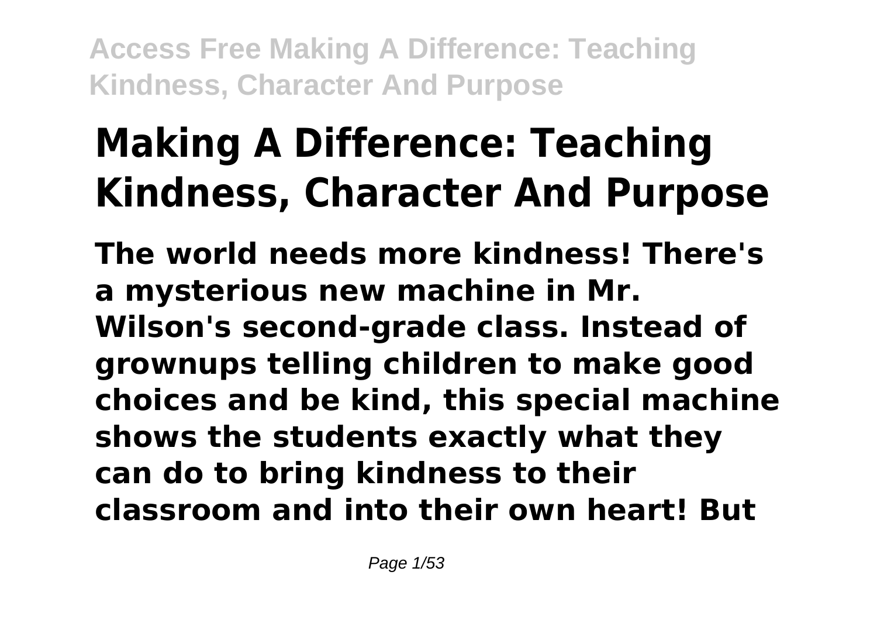# Making A Difference: Teaching Kindness, Character And Purpose

**The world needs more kindness! There's a mysterious new machine in Mr. Wilson's second-grade class. Instead of grownups telling children to make good choices and be kind, this special machine shows the students exactly what they can do to bring kindness to their classroom and into their own heart! But**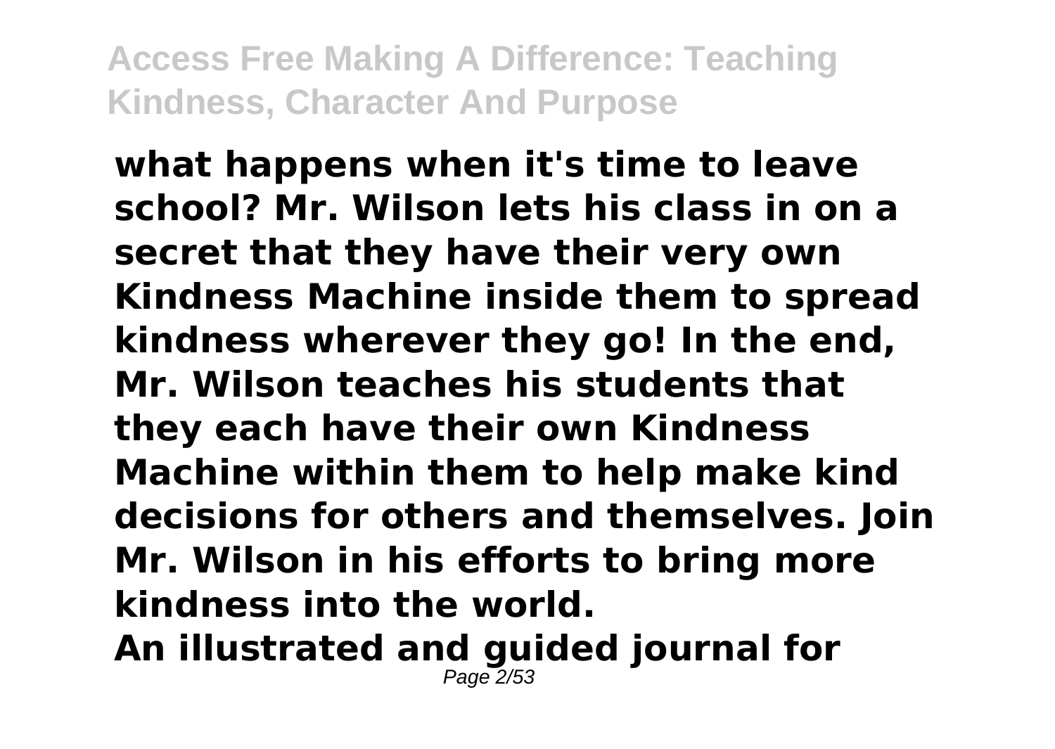**what happens when it's time to leave school? Mr. Wilson lets his class in on a secret that they have their very own Kindness Machine inside them to spread kindness wherever they go! In the end, Mr. Wilson teaches his students that they each have their own Kindness Machine within them to help make kind decisions for others and themselves. Join Mr. Wilson in his efforts to bring more kindness into the world.**

**An illustrated and guided journal for**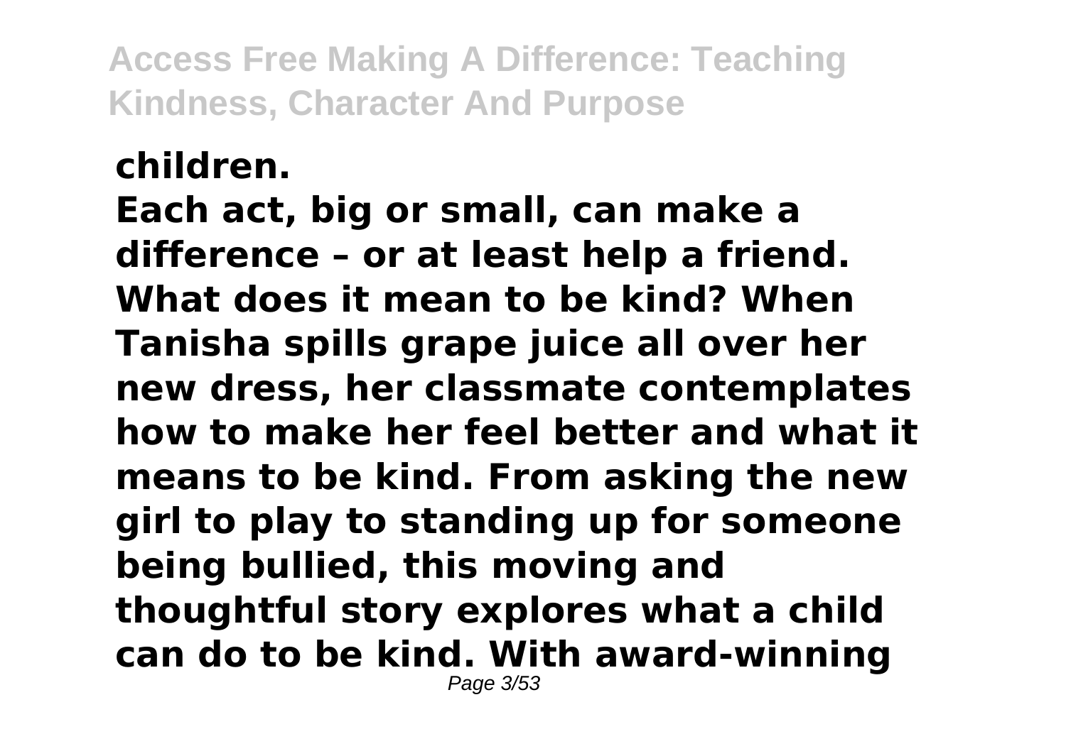**children.**
**Each act, big or small, can make a difference – or at least help a friend. What does it mean to be kind? When Tanisha spills grape juice all over her new dress, her classmate contemplates how to make her feel better and what it means to be kind. From asking the new girl to play to standing up for someone being bullied, this moving and thoughtful story explores what a child can do to be kind. With award-winning**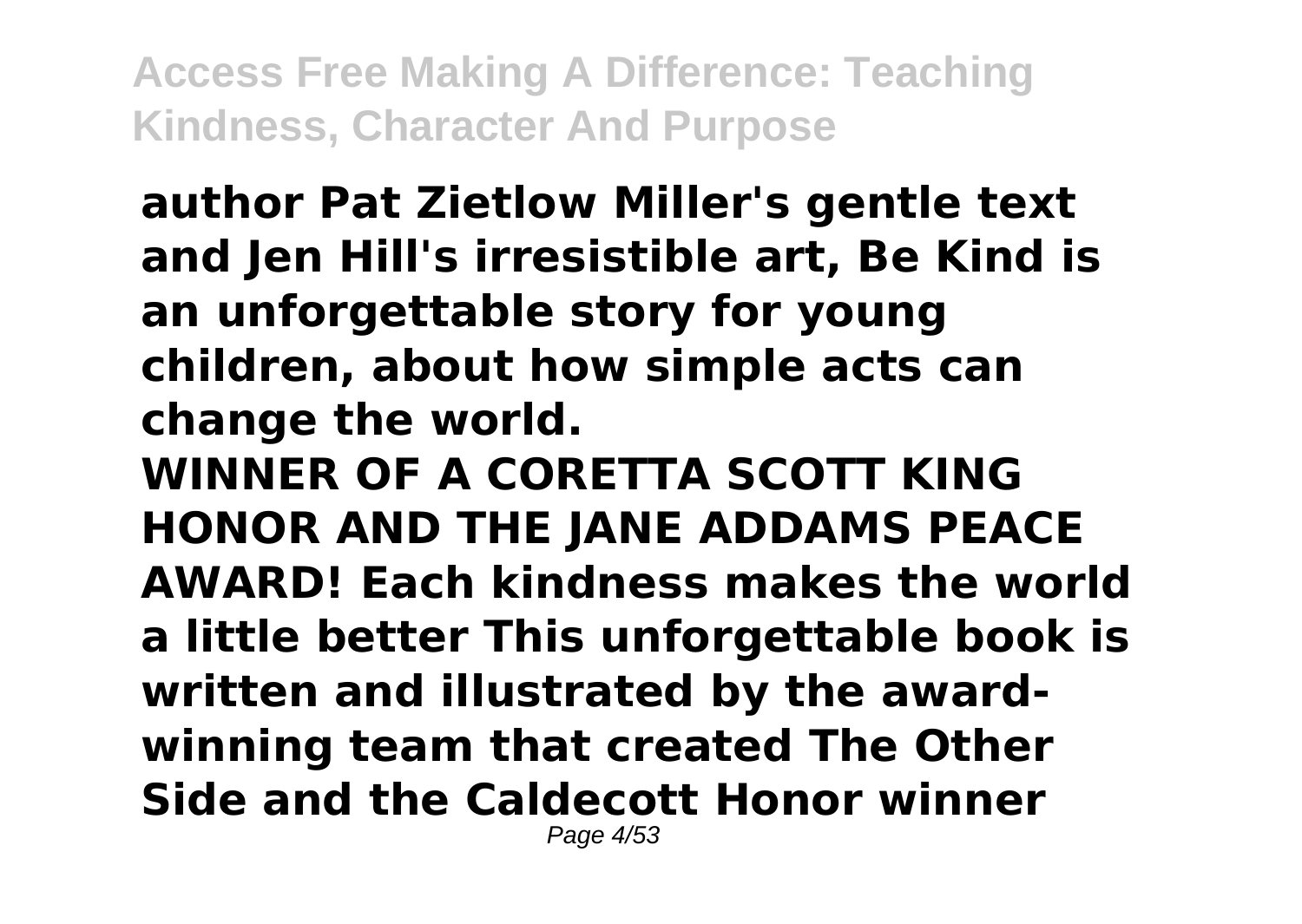**author Pat Zietlow Miller's gentle text and Jen Hill's irresistible art, Be Kind is an unforgettable story for young children, about how simple acts can change the world.**

**WINNER OF A CORETTA SCOTT KING HONOR AND THE JANE ADDAMS PEACE AWARD! Each kindness makes the world a little better This unforgettable book is written and illustrated by the award-winning team that created The Other Side and the Caldecott Honor winner**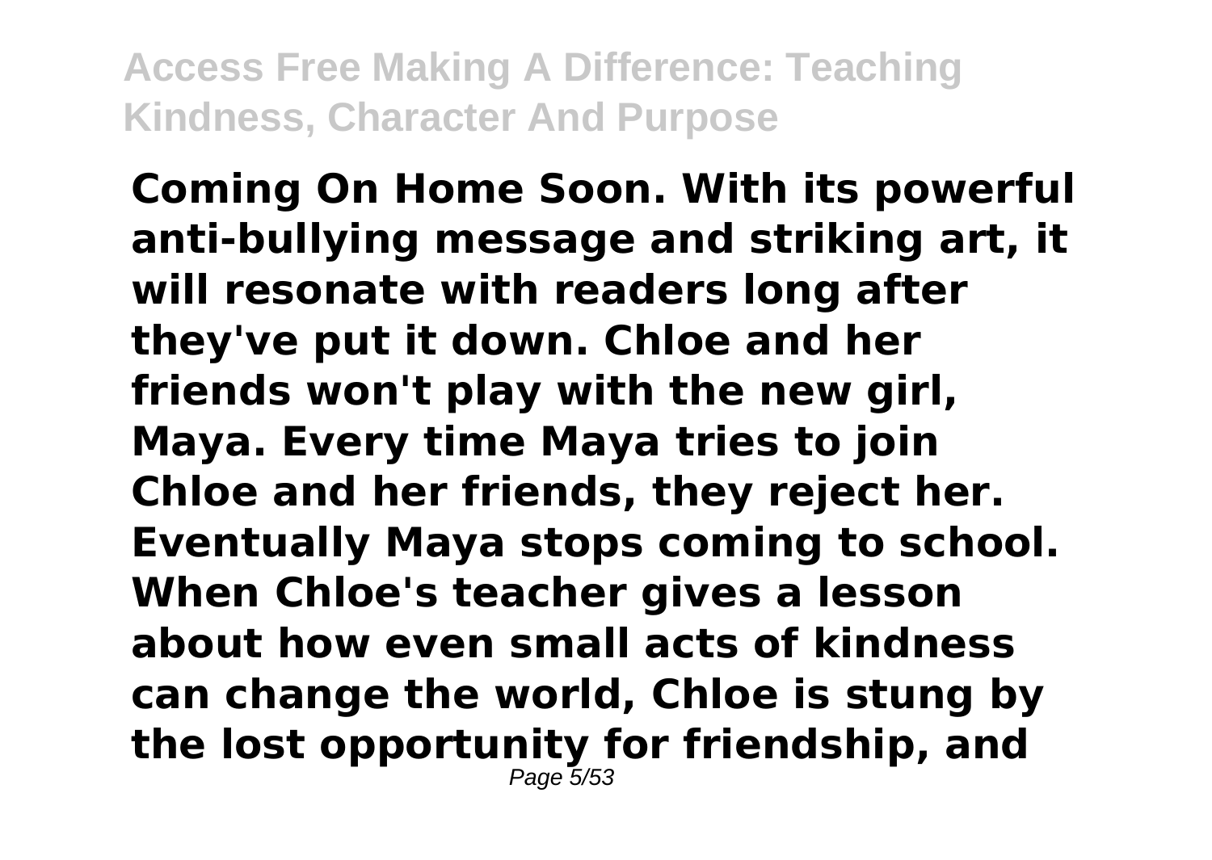**Coming On Home Soon. With its powerful anti-bullying message and striking art, it will resonate with readers long after they've put it down. Chloe and her friends won't play with the new girl, Maya. Every time Maya tries to join Chloe and her friends, they reject her. Eventually Maya stops coming to school. When Chloe's teacher gives a lesson about how even small acts of kindness can change the world, Chloe is stung by the lost opportunity for friendship, and**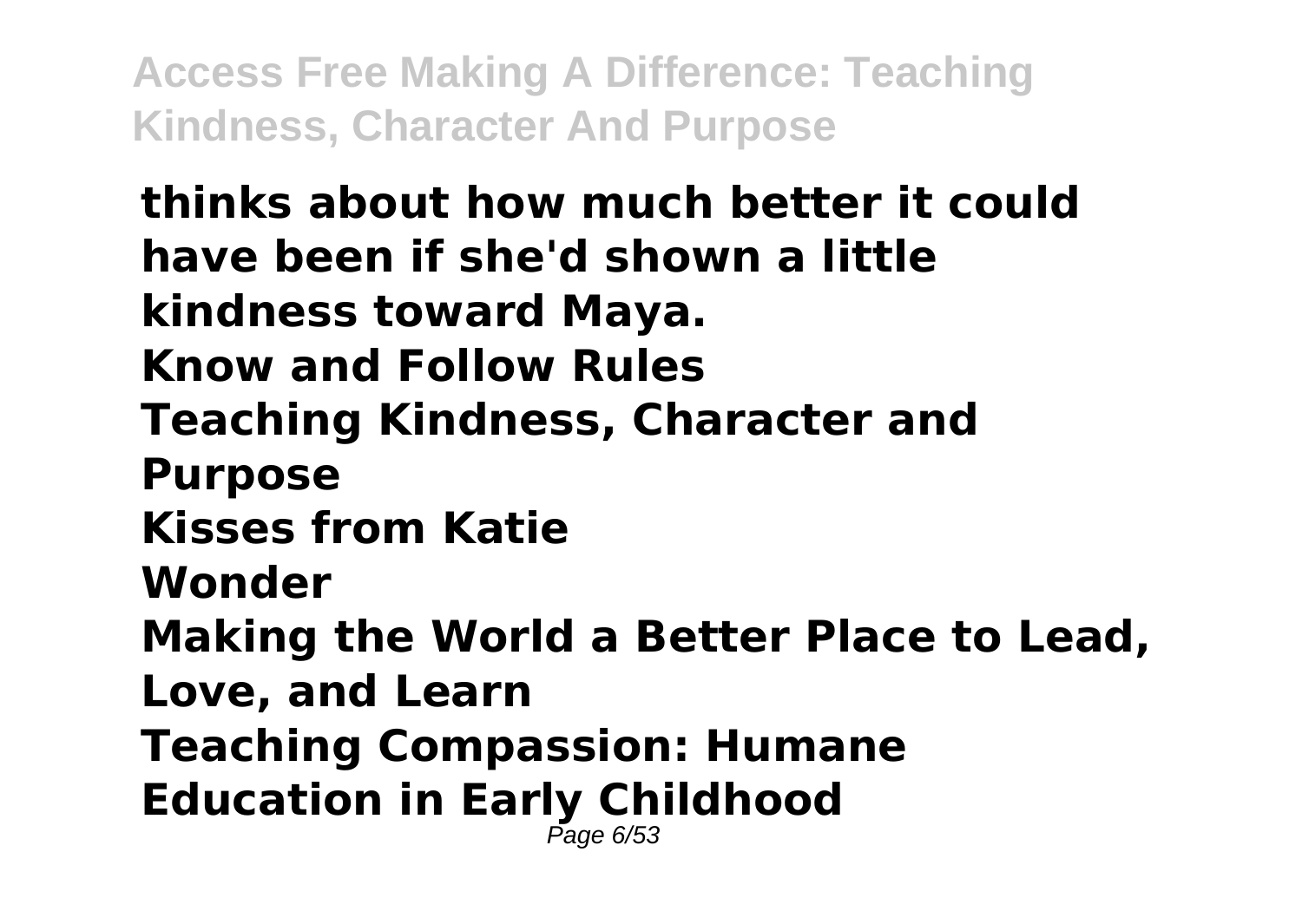**thinks about how much better it could have been if she'd shown a little kindness toward Maya.**

**Know and Follow Rules**

**Teaching Kindness, Character and Purpose**

**Kisses from Katie**

**Wonder**

**Making the World a Better Place to Lead, Love, and Learn**

**Teaching Compassion: Humane Education in Early Childhood**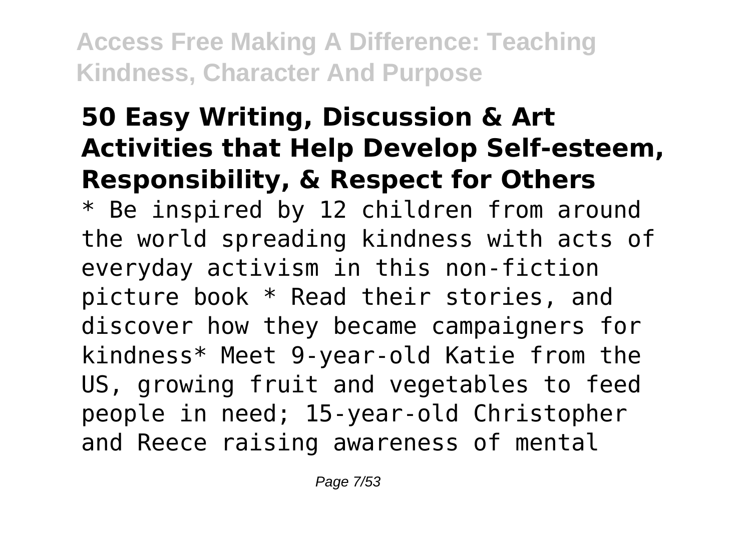## 50 Easy Writing, Discussion & Art Activities that Help Develop Self-esteem, Responsibility, & Respect for Others

* Be inspired by 12 children from around the world spreading kindness with acts of everyday activism in this non-fiction picture book * Read their stories, and discover how they became campaigners for kindness* Meet 9-year-old Katie from the US, growing fruit and vegetables to feed people in need; 15-year-old Christopher and Reece raising awareness of mental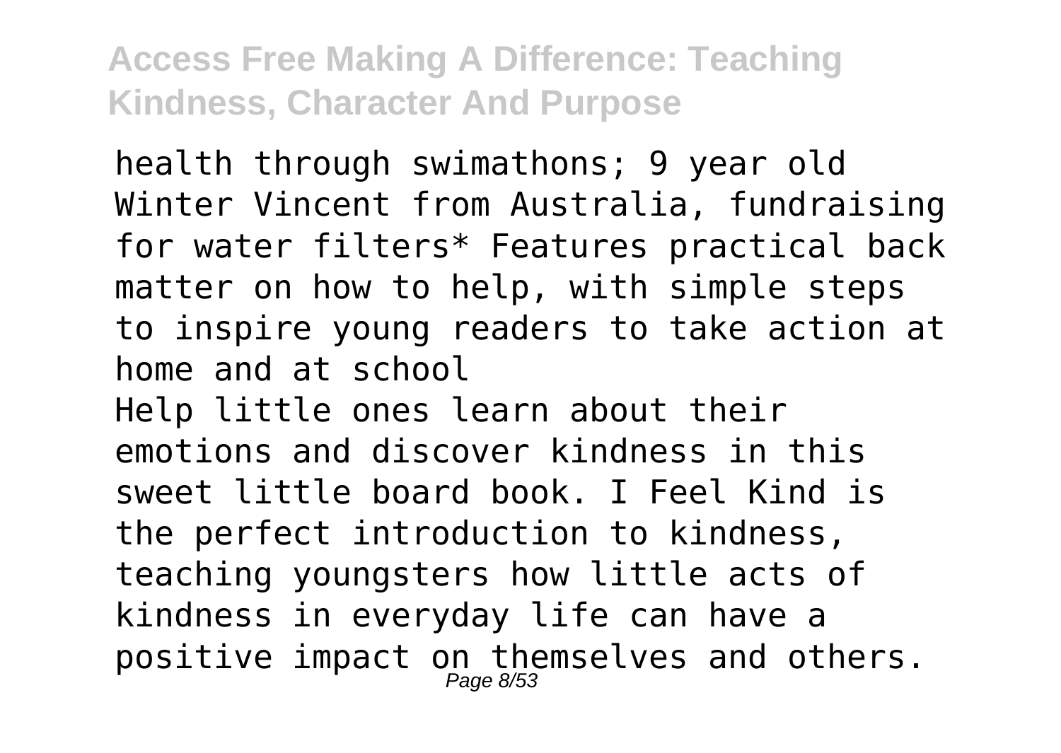health through swimathons; 9 year old Winter Vincent from Australia, fundraising for water filters* Features practical back matter on how to help, with simple steps to inspire young readers to take action at home and at school

Help little ones learn about their emotions and discover kindness in this sweet little board book. I Feel Kind is the perfect introduction to kindness, teaching youngsters how little acts of kindness in everyday life can have a positive impact on themselves and others.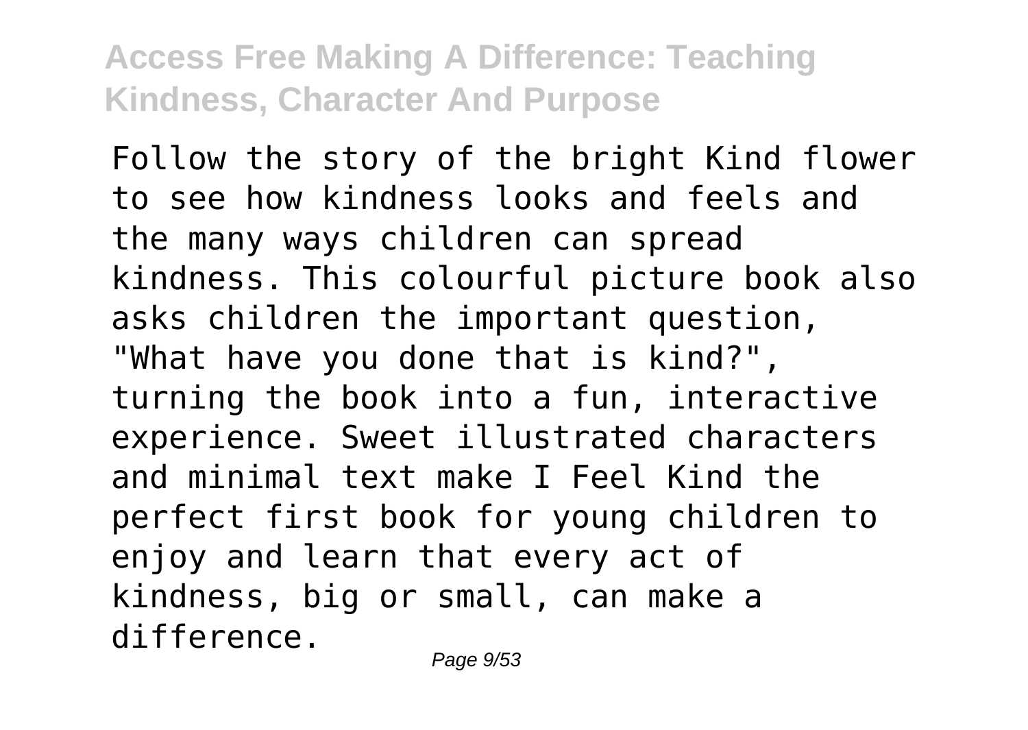Follow the story of the bright Kind flower to see how kindness looks and feels and the many ways children can spread kindness. This colourful picture book also asks children the important question, "What have you done that is kind?", turning the book into a fun, interactive experience. Sweet illustrated characters and minimal text make I Feel Kind the perfect first book for young children to enjoy and learn that every act of kindness, big or small, can make a difference.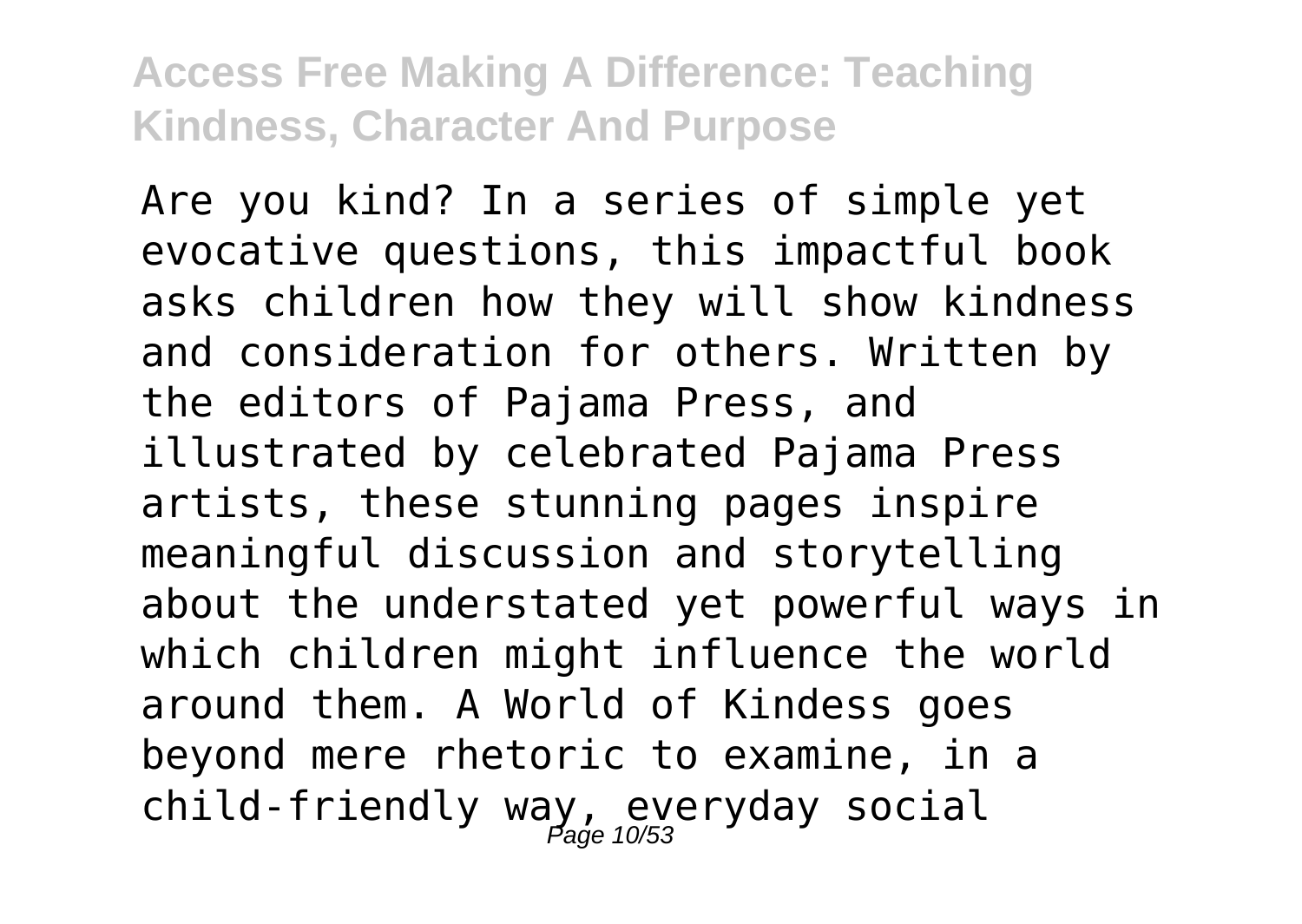Are you kind? In a series of simple yet evocative questions, this impactful book asks children how they will show kindness and consideration for others. Written by the editors of Pajama Press, and illustrated by celebrated Pajama Press artists, these stunning pages inspire meaningful discussion and storytelling about the understated yet powerful ways in which children might influence the world around them. A World of Kindess goes beyond mere rhetoric to examine, in a child-friendly way, everyday social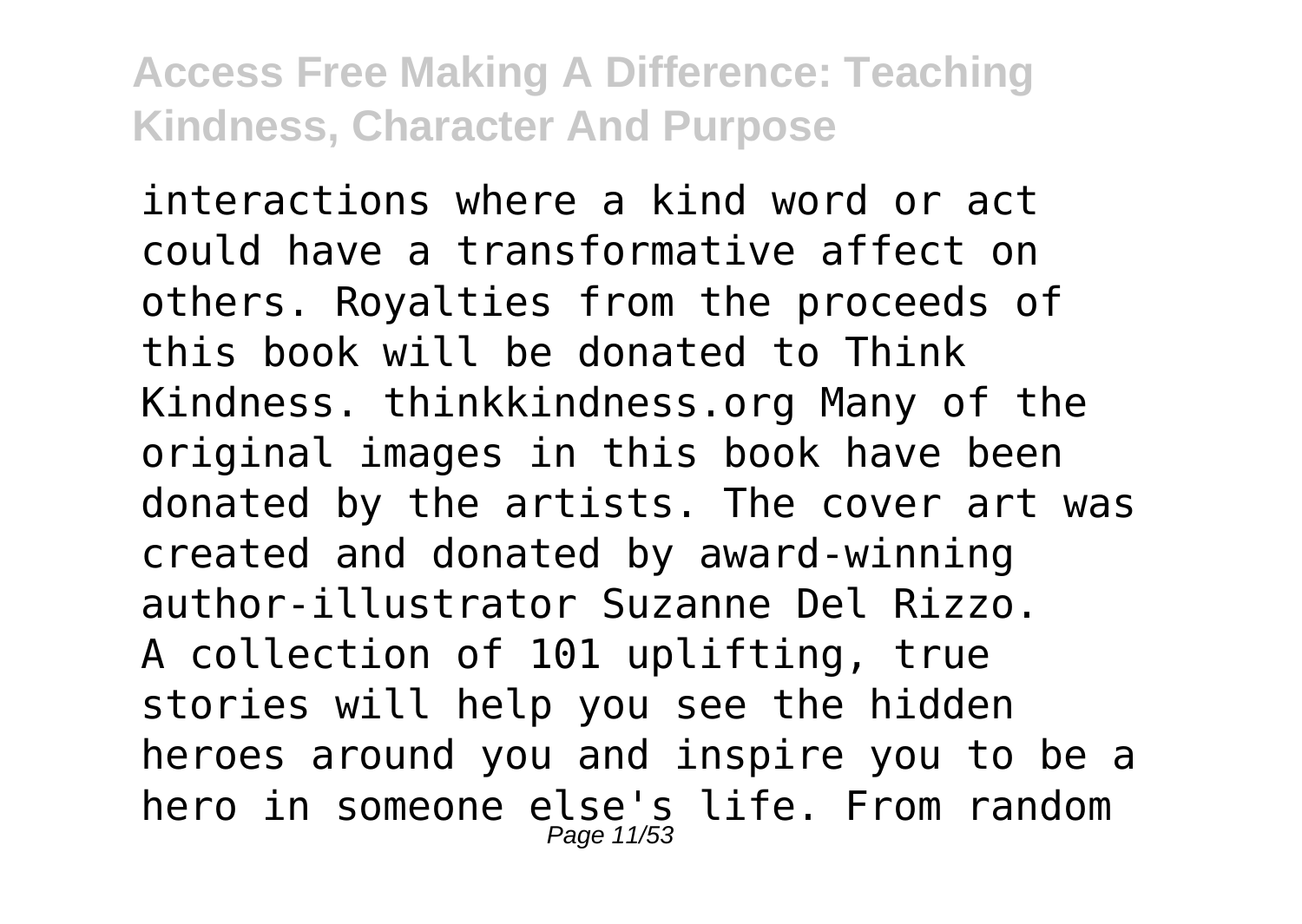interactions where a kind word or act could have a transformative affect on others. Royalties from the proceeds of this book will be donated to Think Kindness. thinkkindness.org Many of the original images in this book have been donated by the artists. The cover art was created and donated by award-winning author-illustrator Suzanne Del Rizzo.

A collection of 101 uplifting, true stories will help you see the hidden heroes around you and inspire you to be a hero in someone else's life. From random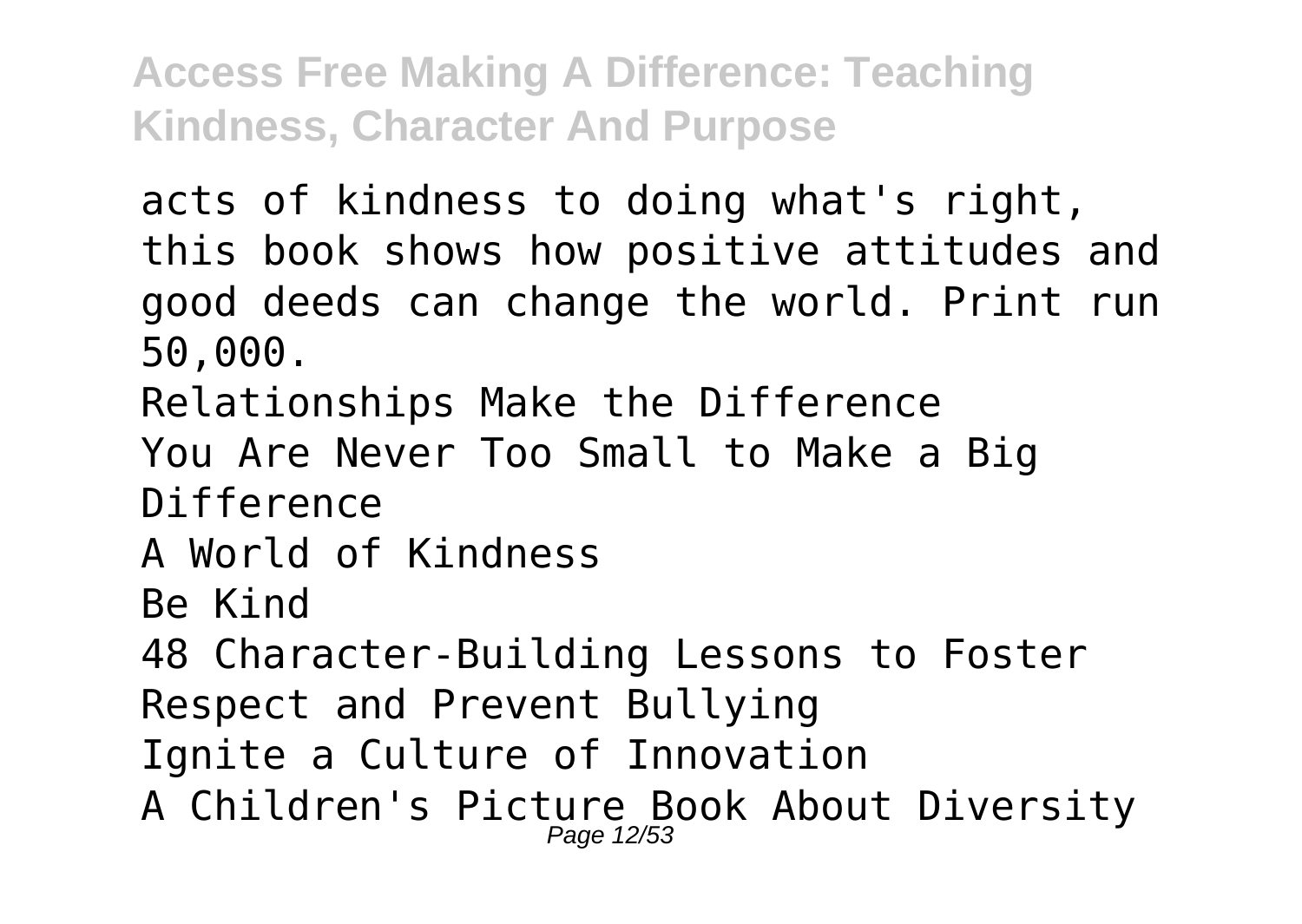acts of kindness to doing what's right, this book shows how positive attitudes and good deeds can change the world. Print run 50,000.

Relationships Make the Difference

You Are Never Too Small to Make a Big Difference

A World of Kindness

Be Kind

48 Character-Building Lessons to Foster Respect and Prevent Bullying

Ignite a Culture of Innovation

A Children's Picture Book About Diversity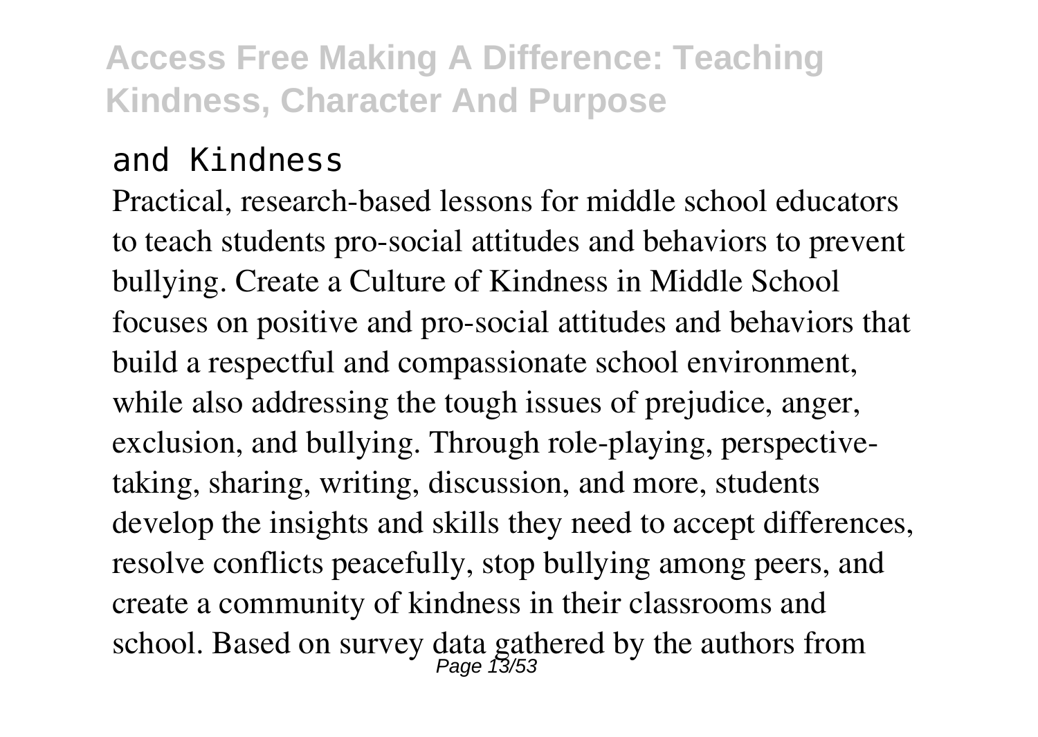and Kindness

Practical, research-based lessons for middle school educators to teach students pro-social attitudes and behaviors to prevent bullying. Create a Culture of Kindness in Middle School focuses on positive and pro-social attitudes and behaviors that build a respectful and compassionate school environment, while also addressing the tough issues of prejudice, anger, exclusion, and bullying. Through role-playing, perspective-taking, sharing, writing, discussion, and more, students develop the insights and skills they need to accept differences, resolve conflicts peacefully, stop bullying among peers, and create a community of kindness in their classrooms and school. Based on survey data gathered by the authors from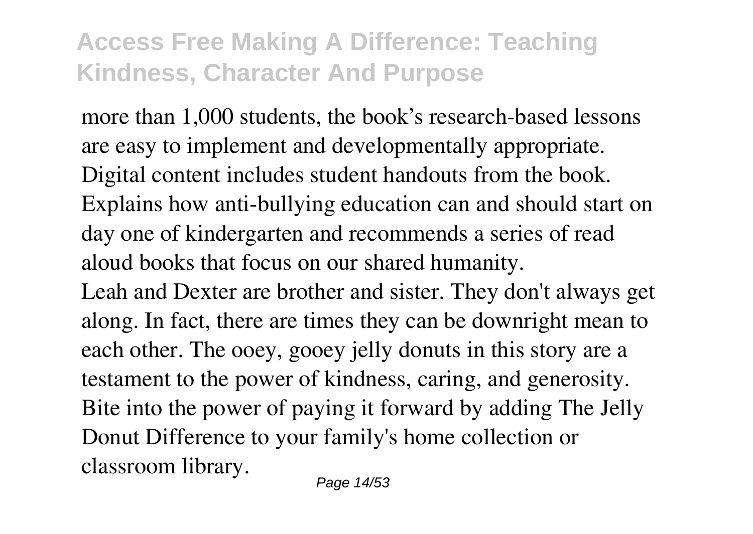more than 1,000 students, the book’s research-based lessons are easy to implement and developmentally appropriate. Digital content includes student handouts from the book. Explains how anti-bullying education can and should start on day one of kindergarten and recommends a series of read aloud books that focus on our shared humanity.

Leah and Dexter are brother and sister. They don't always get along. In fact, there are times they can be downright mean to each other. The ooey, gooey jelly donuts in this story are a testament to the power of kindness, caring, and generosity. Bite into the power of paying it forward by adding The Jelly Donut Difference to your family's home collection or classroom library.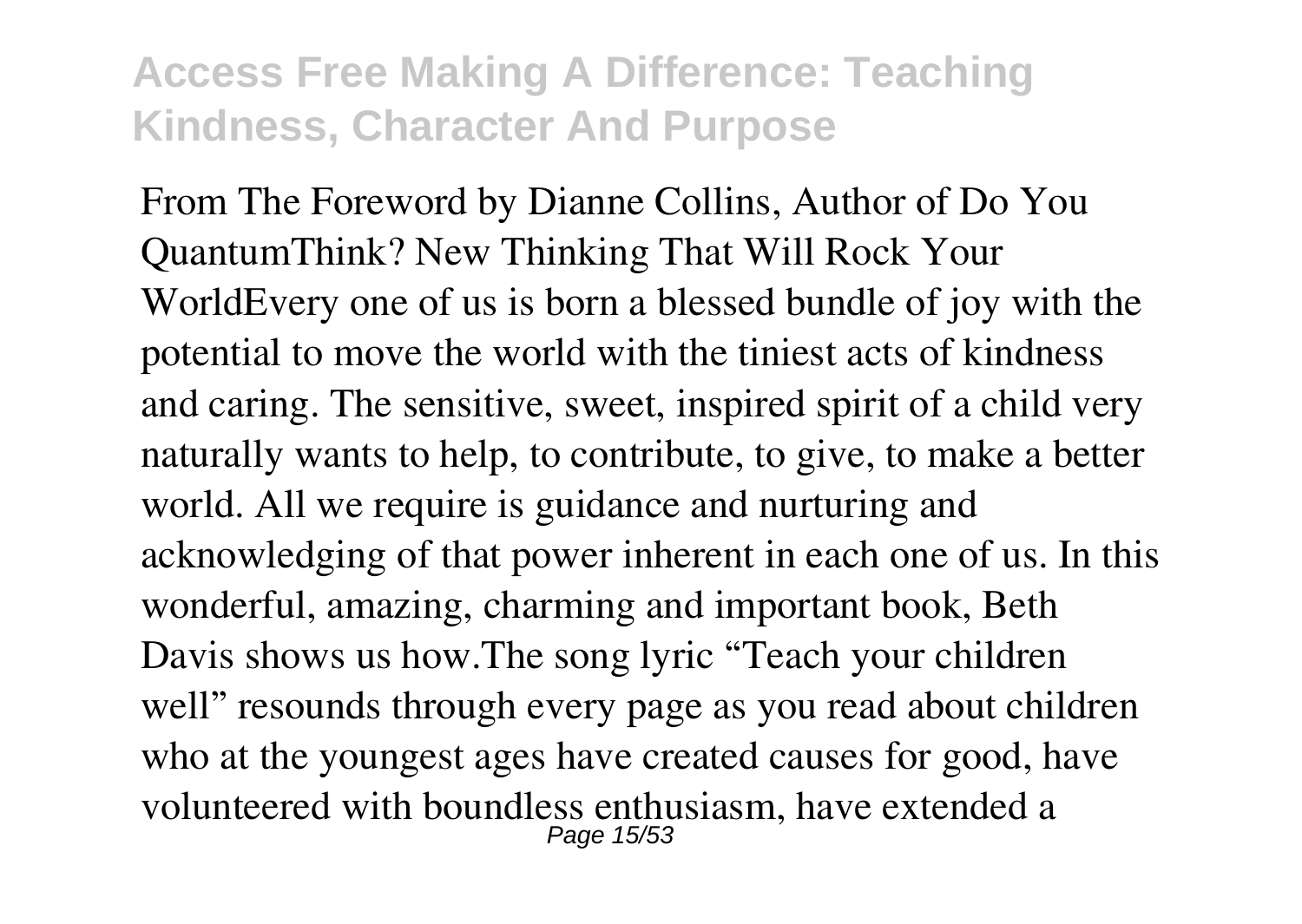From The Foreword by Dianne Collins, Author of Do You QuantumThink? New Thinking That Will Rock Your WorldEvery one of us is born a blessed bundle of joy with the potential to move the world with the tiniest acts of kindness and caring. The sensitive, sweet, inspired spirit of a child very naturally wants to help, to contribute, to give, to make a better world. All we require is guidance and nurturing and acknowledging of that power inherent in each one of us. In this wonderful, amazing, charming and important book, Beth Davis shows us how.The song lyric "Teach your children well" resounds through every page as you read about children who at the youngest ages have created causes for good, have volunteered with boundless enthusiasm, have extended a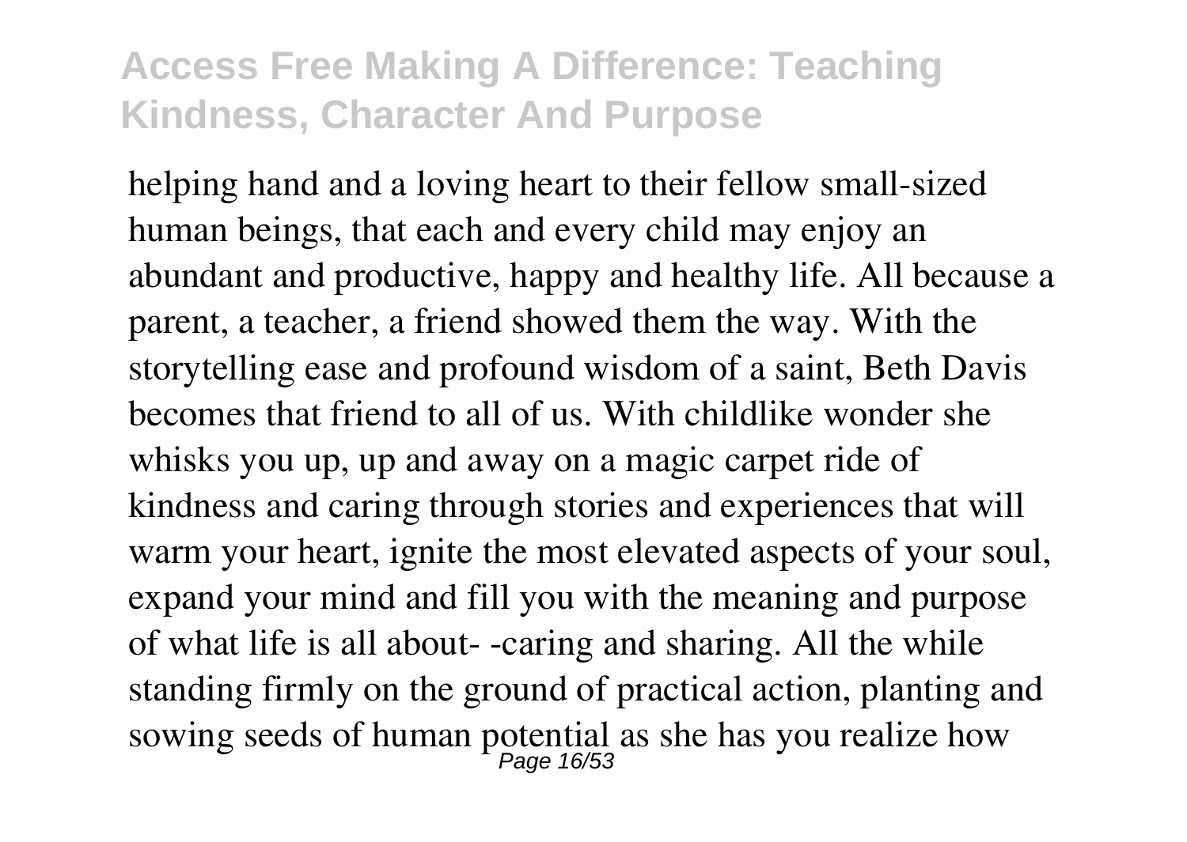helping hand and a loving heart to their fellow small-sized human beings, that each and every child may enjoy an abundant and productive, happy and healthy life. All because a parent, a teacher, a friend showed them the way. With the storytelling ease and profound wisdom of a saint, Beth Davis becomes that friend to all of us. With childlike wonder she whisks you up, up and away on a magic carpet ride of kindness and caring through stories and experiences that will warm your heart, ignite the most elevated aspects of your soul, expand your mind and fill you with the meaning and purpose of what life is all about- -caring and sharing. All the while standing firmly on the ground of practical action, planting and sowing seeds of human potential as she has you realize how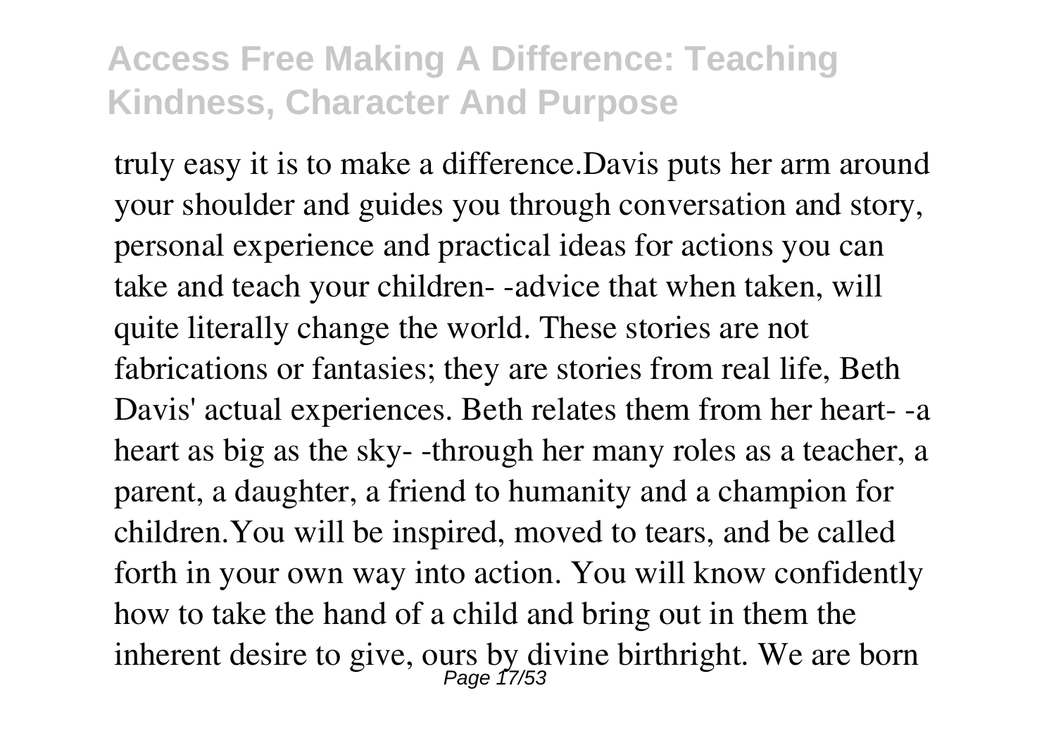truly easy it is to make a difference.Davis puts her arm around your shoulder and guides you through conversation and story, personal experience and practical ideas for actions you can take and teach your children- -advice that when taken, will quite literally change the world. These stories are not fabrications or fantasies; they are stories from real life, Beth Davis' actual experiences. Beth relates them from her heart- -a heart as big as the sky- -through her many roles as a teacher, a parent, a daughter, a friend to humanity and a champion for children.You will be inspired, moved to tears, and be called forth in your own way into action. You will know confidently how to take the hand of a child and bring out in them the inherent desire to give, ours by divine birthright. We are born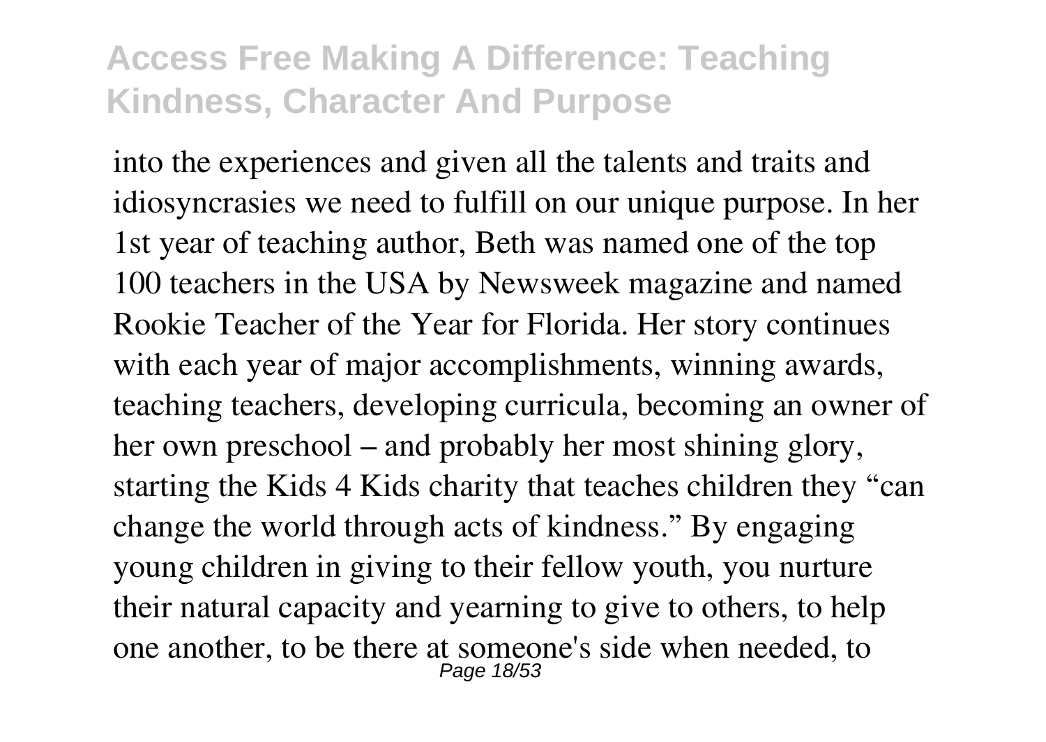into the experiences and given all the talents and traits and idiosyncrasies we need to fulfill on our unique purpose. In her 1st year of teaching author, Beth was named one of the top 100 teachers in the USA by Newsweek magazine and named Rookie Teacher of the Year for Florida. Her story continues with each year of major accomplishments, winning awards, teaching teachers, developing curricula, becoming an owner of her own preschool – and probably her most shining glory, starting the Kids 4 Kids charity that teaches children they "can change the world through acts of kindness." By engaging young children in giving to their fellow youth, you nurture their natural capacity and yearning to give to others, to help one another, to be there at someone's side when needed, to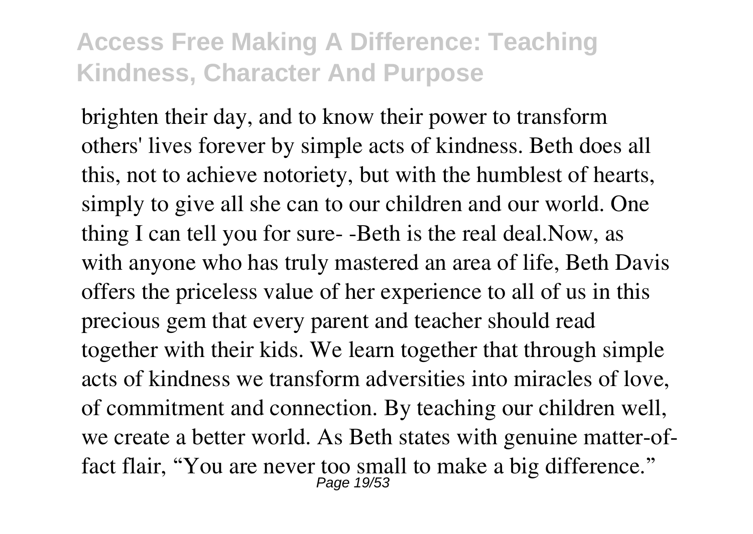brighten their day, and to know their power to transform others' lives forever by simple acts of kindness. Beth does all this, not to achieve notoriety, but with the humblest of hearts, simply to give all she can to our children and our world. One thing I can tell you for sure- -Beth is the real deal.Now, as with anyone who has truly mastered an area of life, Beth Davis offers the priceless value of her experience to all of us in this precious gem that every parent and teacher should read together with their kids. We learn together that through simple acts of kindness we transform adversities into miracles of love, of commitment and connection. By teaching our children well, we create a better world. As Beth states with genuine matter-of-fact flair, "You are never too small to make a big difference."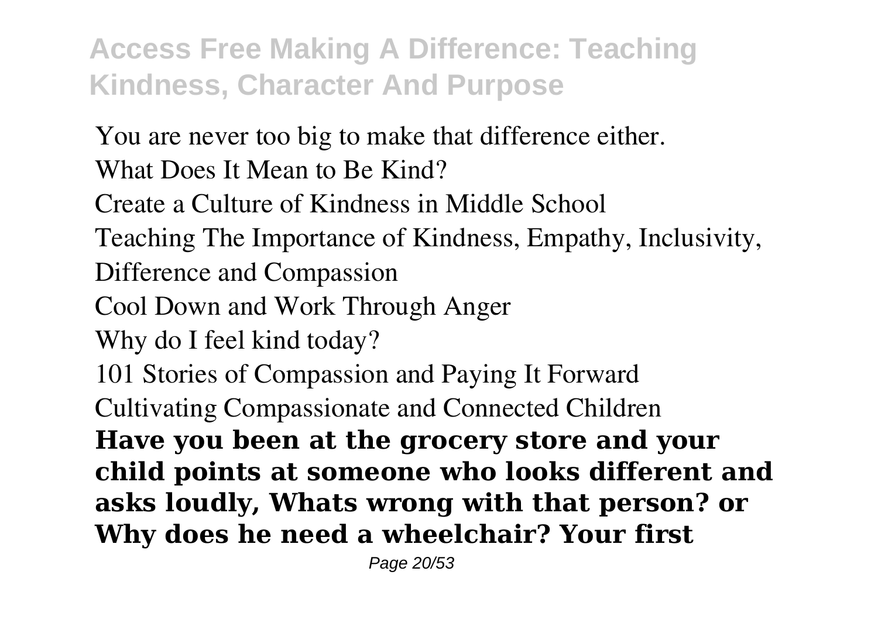You are never too big to make that difference either.

What Does It Mean to Be Kind?

Create a Culture of Kindness in Middle School

Teaching The Importance of Kindness, Empathy, Inclusivity, Difference and Compassion

Cool Down and Work Through Anger

Why do I feel kind today?

101 Stories of Compassion and Paying It Forward

Cultivating Compassionate and Connected Children

**Have you been at the grocery store and your child points at someone who looks different and asks loudly, Whats wrong with that person? or Why does he need a wheelchair? Your first**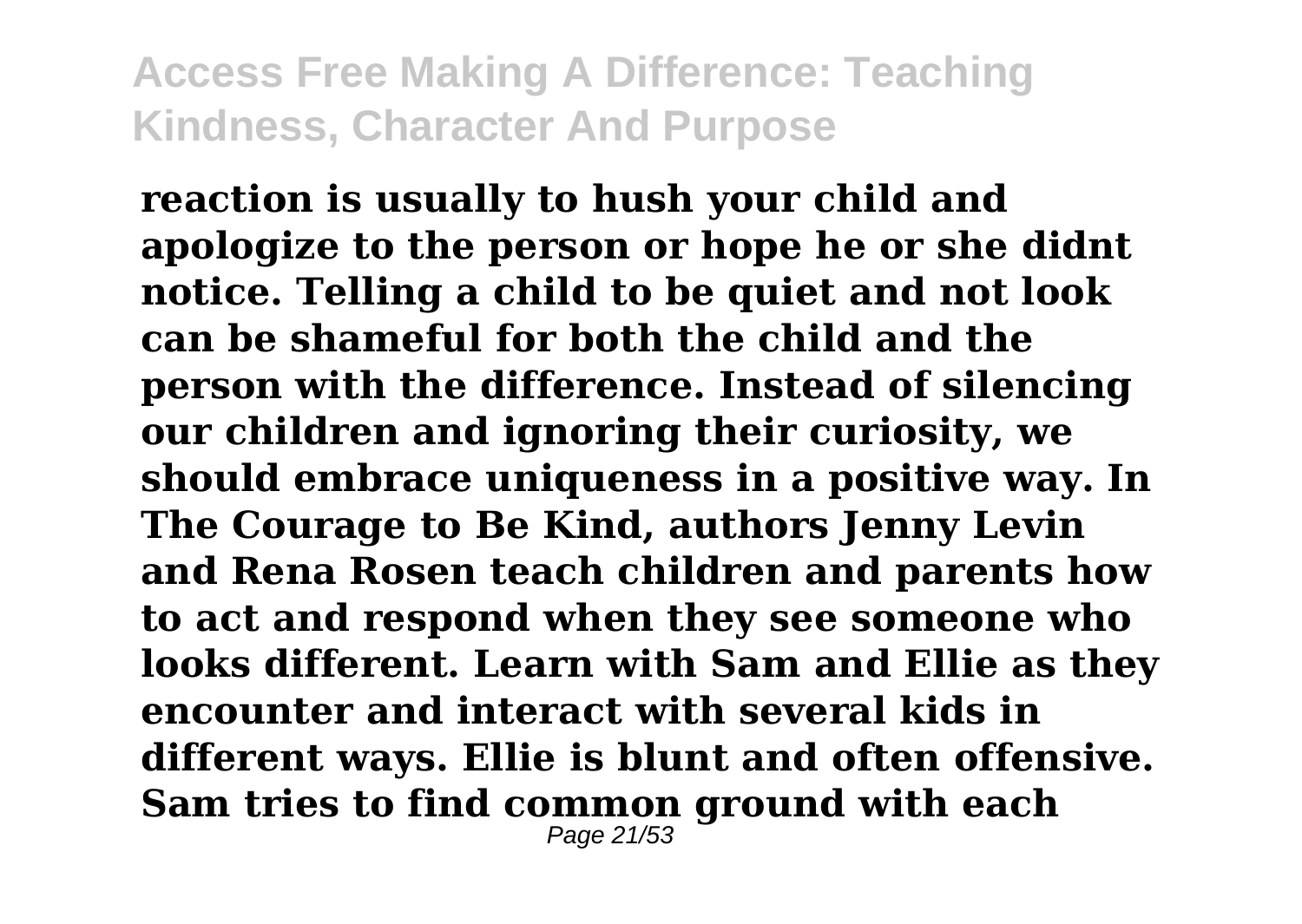**reaction is usually to hush your child and apologize to the person or hope he or she didnt notice. Telling a child to be quiet and not look can be shameful for both the child and the person with the difference. Instead of silencing our children and ignoring their curiosity, we should embrace uniqueness in a positive way. In The Courage to Be Kind, authors Jenny Levin and Rena Rosen teach children and parents how to act and respond when they see someone who looks different. Learn with Sam and Ellie as they encounter and interact with several kids in different ways. Ellie is blunt and often offensive. Sam tries to find common ground with each**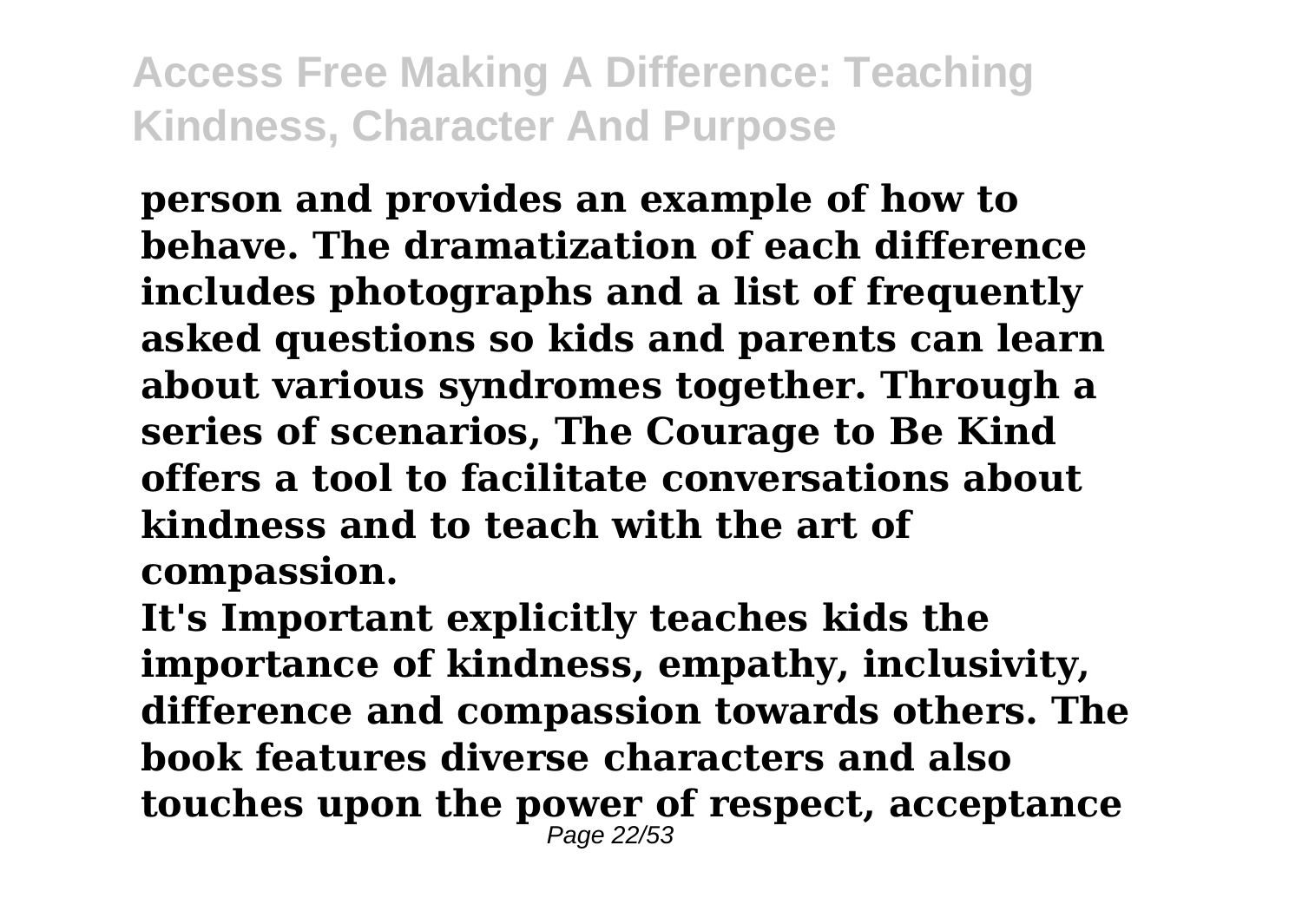**person and provides an example of how to behave. The dramatization of each difference includes photographs and a list of frequently asked questions so kids and parents can learn about various syndromes together. Through a series of scenarios, The Courage to Be Kind offers a tool to facilitate conversations about kindness and to teach with the art of compassion.**

**It's Important explicitly teaches kids the importance of kindness, empathy, inclusivity, difference and compassion towards others. The book features diverse characters and also touches upon the power of respect, acceptance**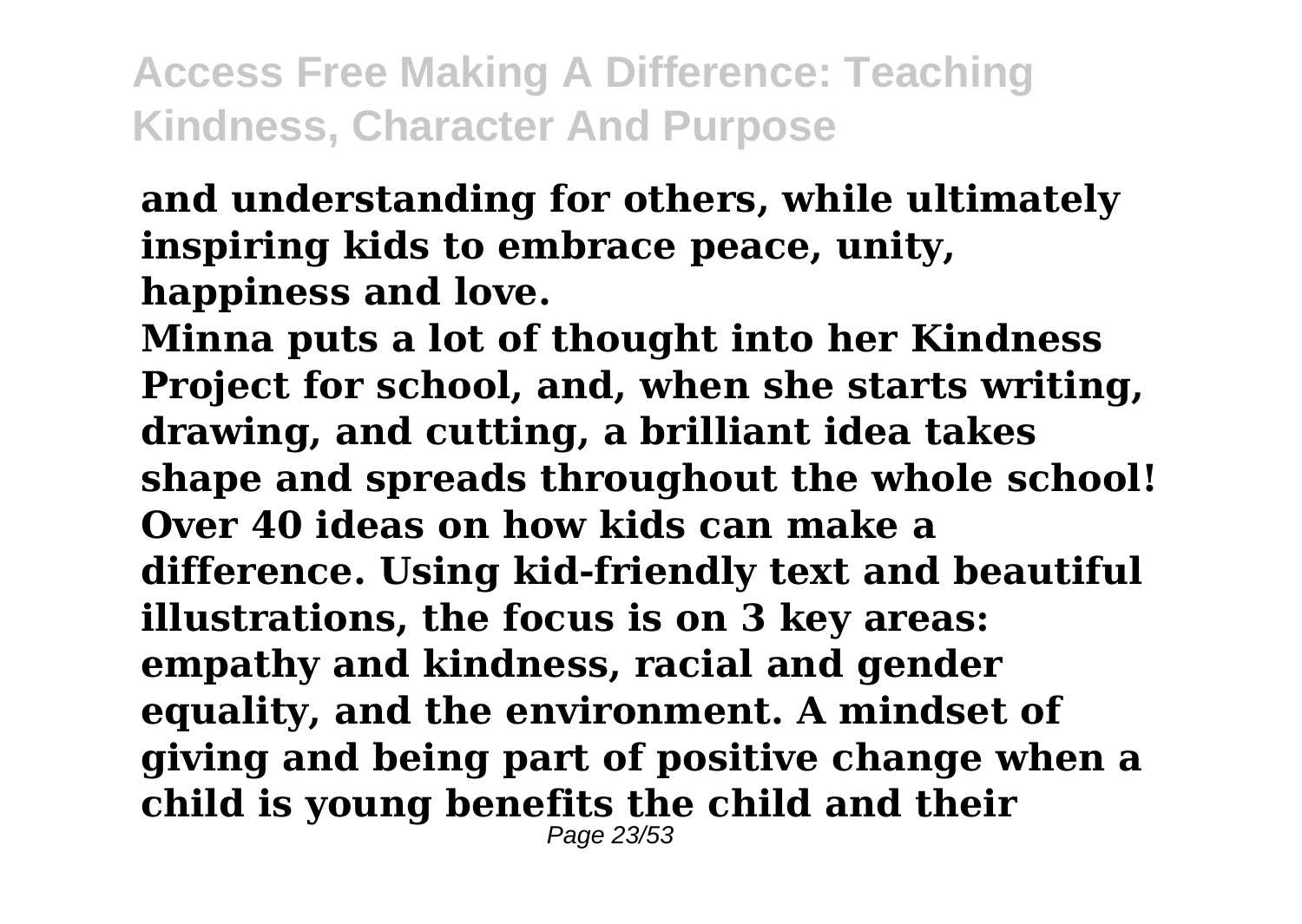**and understanding for others, while ultimately inspiring kids to embrace peace, unity, happiness and love.**

**Minna puts a lot of thought into her Kindness Project for school, and, when she starts writing, drawing, and cutting, a brilliant idea takes shape and spreads throughout the whole school!**

**Over 40 ideas on how kids can make a difference. Using kid-friendly text and beautiful illustrations, the focus is on 3 key areas: empathy and kindness, racial and gender equality, and the environment. A mindset of giving and being part of positive change when a child is young benefits the child and their**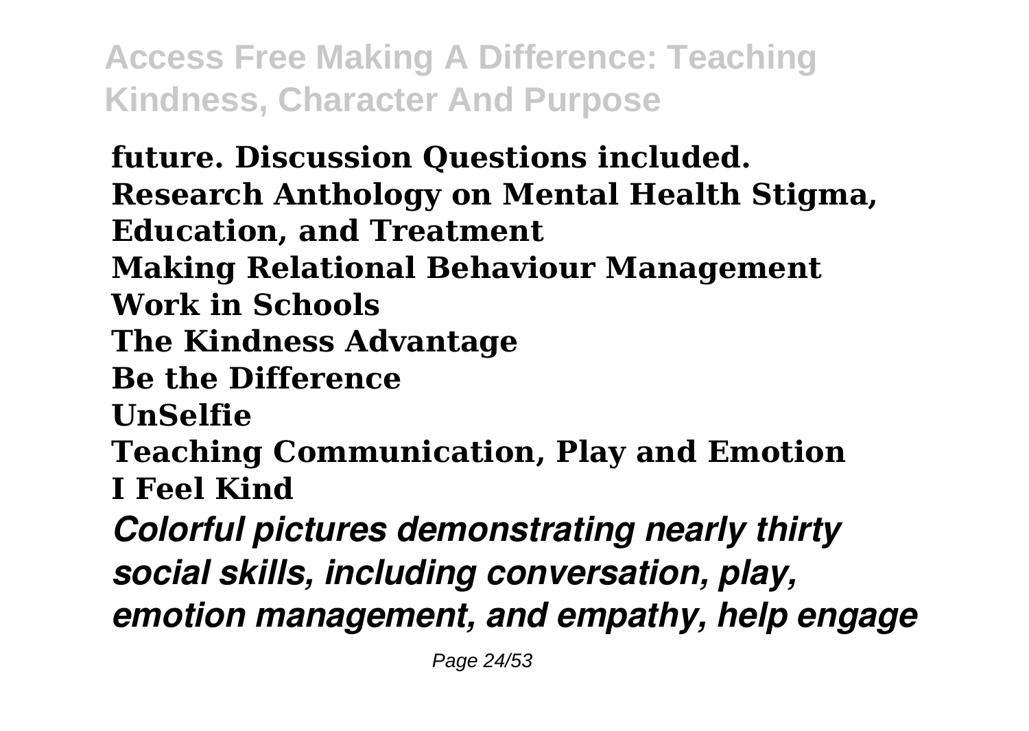**future. Discussion Questions included.**
**Research Anthology on Mental Health Stigma, Education, and Treatment**
**Making Relational Behaviour Management Work in Schools**
**The Kindness Advantage**
**Be the Difference**
**UnSelfie**
**Teaching Communication, Play and Emotion**
**I Feel Kind**

***Colorful pictures demonstrating nearly thirty social skills, including conversation, play, emotion management, and empathy, help engage***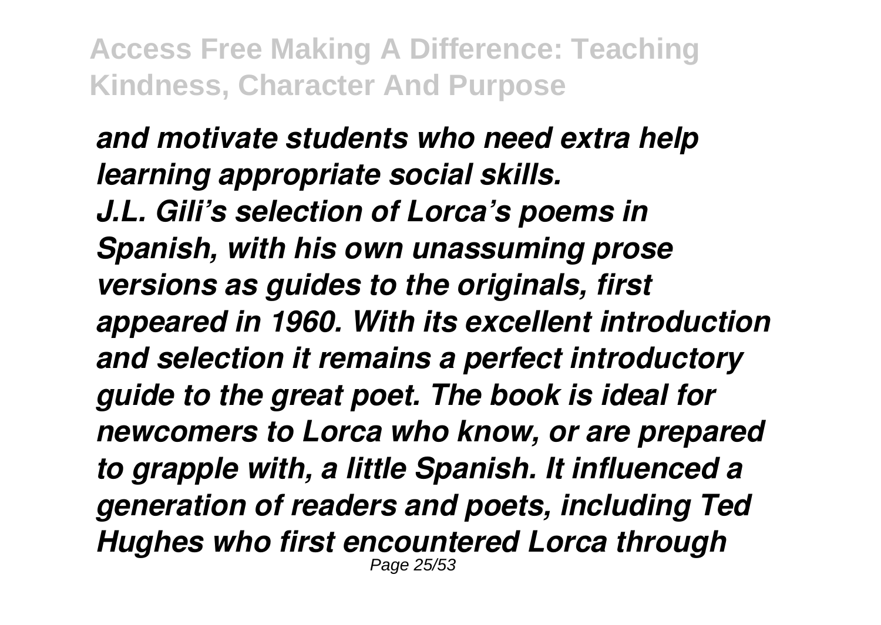*and motivate students who need extra help learning appropriate social skills.*

*J.L. Gili's selection of Lorca's poems in Spanish, with his own unassuming prose versions as guides to the originals, first appeared in 1960. With its excellent introduction and selection it remains a perfect introductory guide to the great poet. The book is ideal for newcomers to Lorca who know, or are prepared to grapple with, a little Spanish. It influenced a generation of readers and poets, including Ted Hughes who first encountered Lorca through*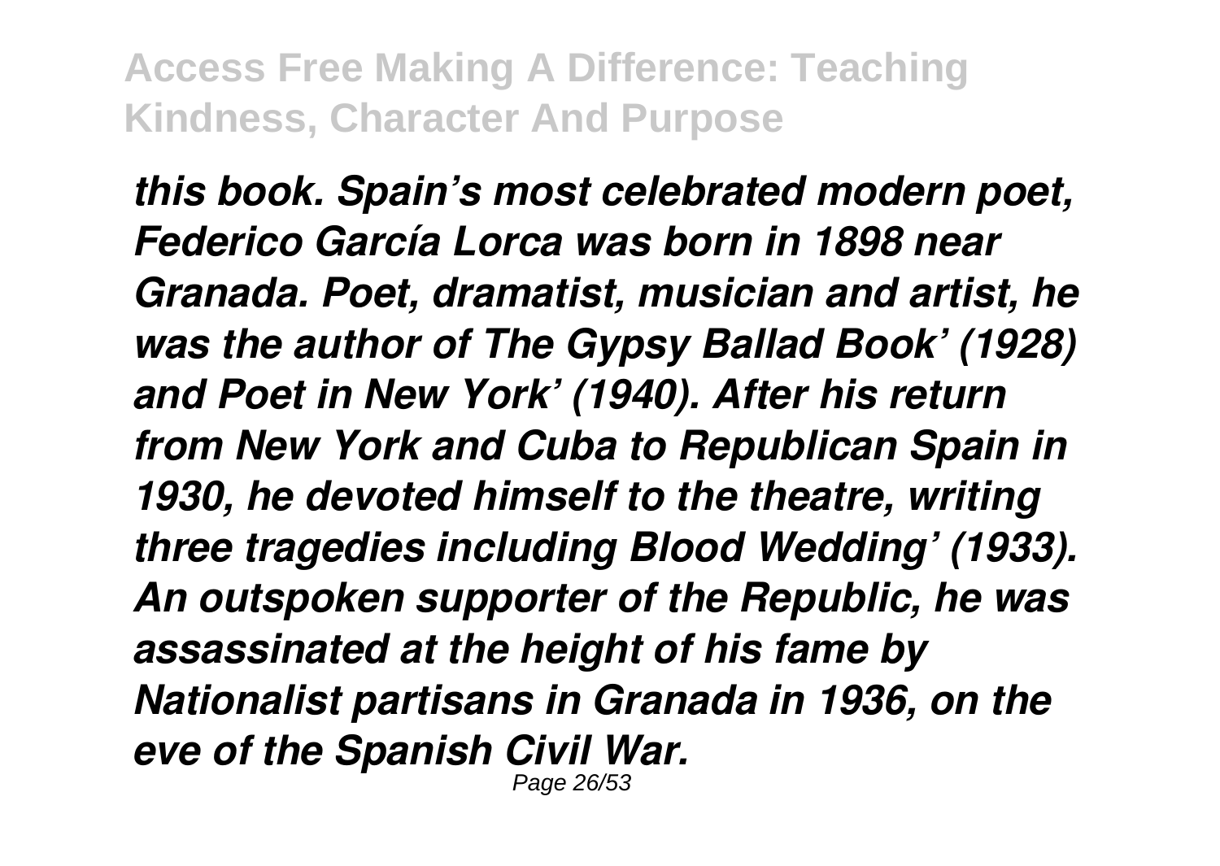*this book. Spain’s most celebrated modern poet, Federico García Lorca was born in 1898 near Granada. Poet, dramatist, musician and artist, he was the author of The Gypsy Ballad Book’ (1928) and Poet in New York’ (1940). After his return from New York and Cuba to Republican Spain in 1930, he devoted himself to the theatre, writing three tragedies including Blood Wedding’ (1933). An outspoken supporter of the Republic, he was assassinated at the height of his fame by Nationalist partisans in Granada in 1936, on the eve of the Spanish Civil War.*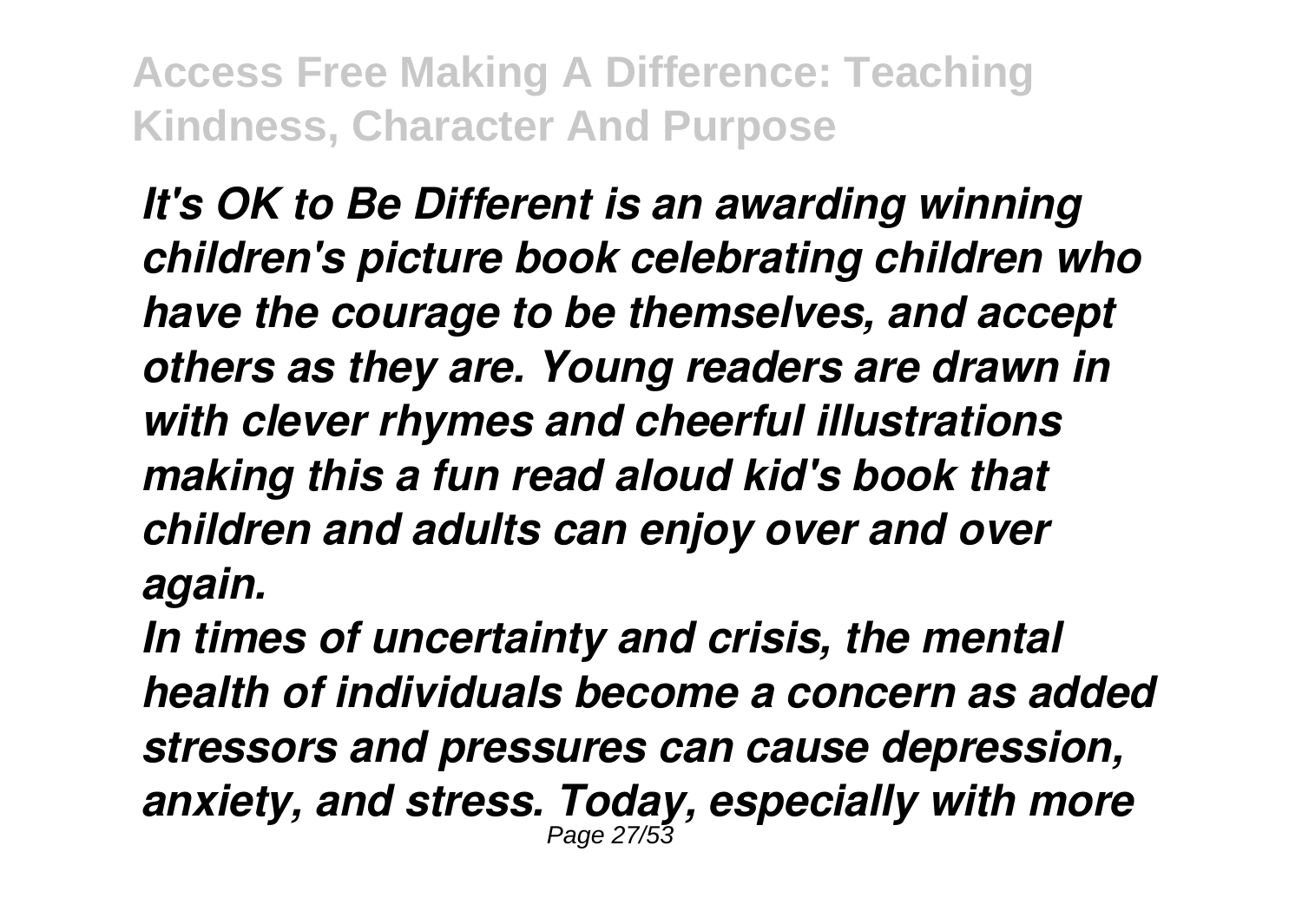*It's OK to Be Different is an awarding winning children's picture book celebrating children who have the courage to be themselves, and accept others as they are. Young readers are drawn in with clever rhymes and cheerful illustrations making this a fun read aloud kid's book that children and adults can enjoy over and over again.*

*In times of uncertainty and crisis, the mental health of individuals become a concern as added stressors and pressures can cause depression, anxiety, and stress. Today, especially with more*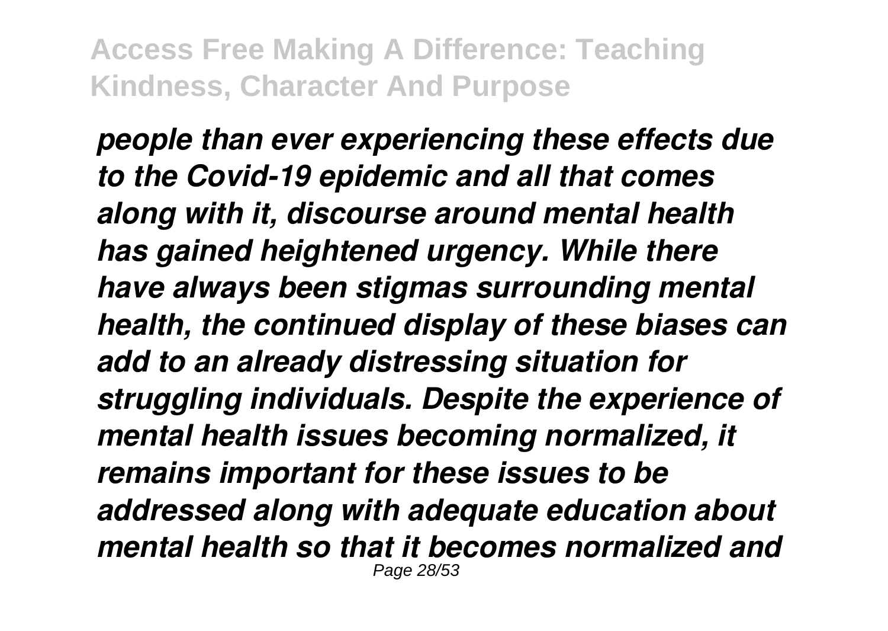*people than ever experiencing these effects due to the Covid-19 epidemic and all that comes along with it, discourse around mental health has gained heightened urgency. While there have always been stigmas surrounding mental health, the continued display of these biases can add to an already distressing situation for struggling individuals. Despite the experience of mental health issues becoming normalized, it remains important for these issues to be addressed along with adequate education about mental health so that it becomes normalized and*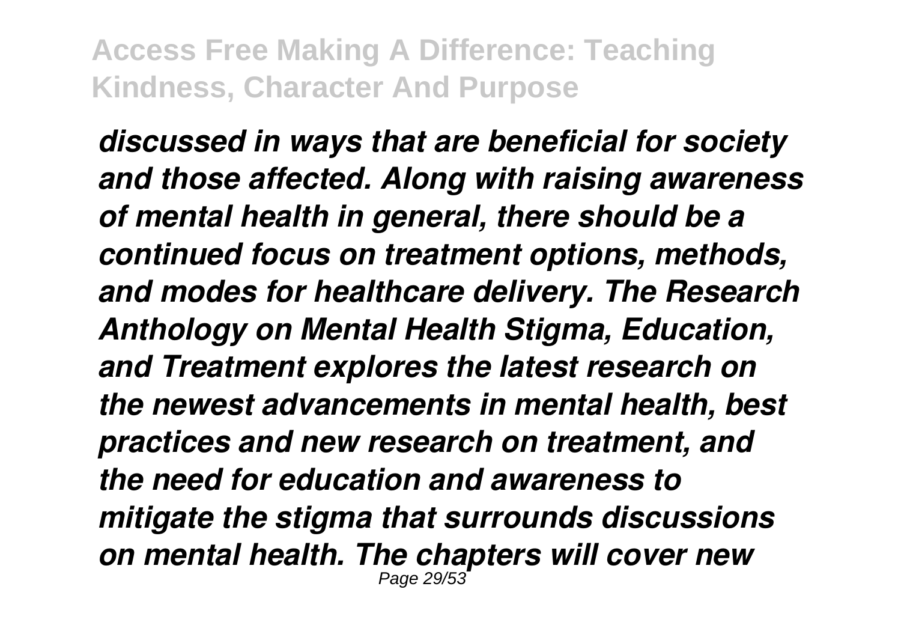*discussed in ways that are beneficial for society and those affected. Along with raising awareness of mental health in general, there should be a continued focus on treatment options, methods, and modes for healthcare delivery. The Research Anthology on Mental Health Stigma, Education, and Treatment explores the latest research on the newest advancements in mental health, best practices and new research on treatment, and the need for education and awareness to mitigate the stigma that surrounds discussions on mental health. The chapters will cover new*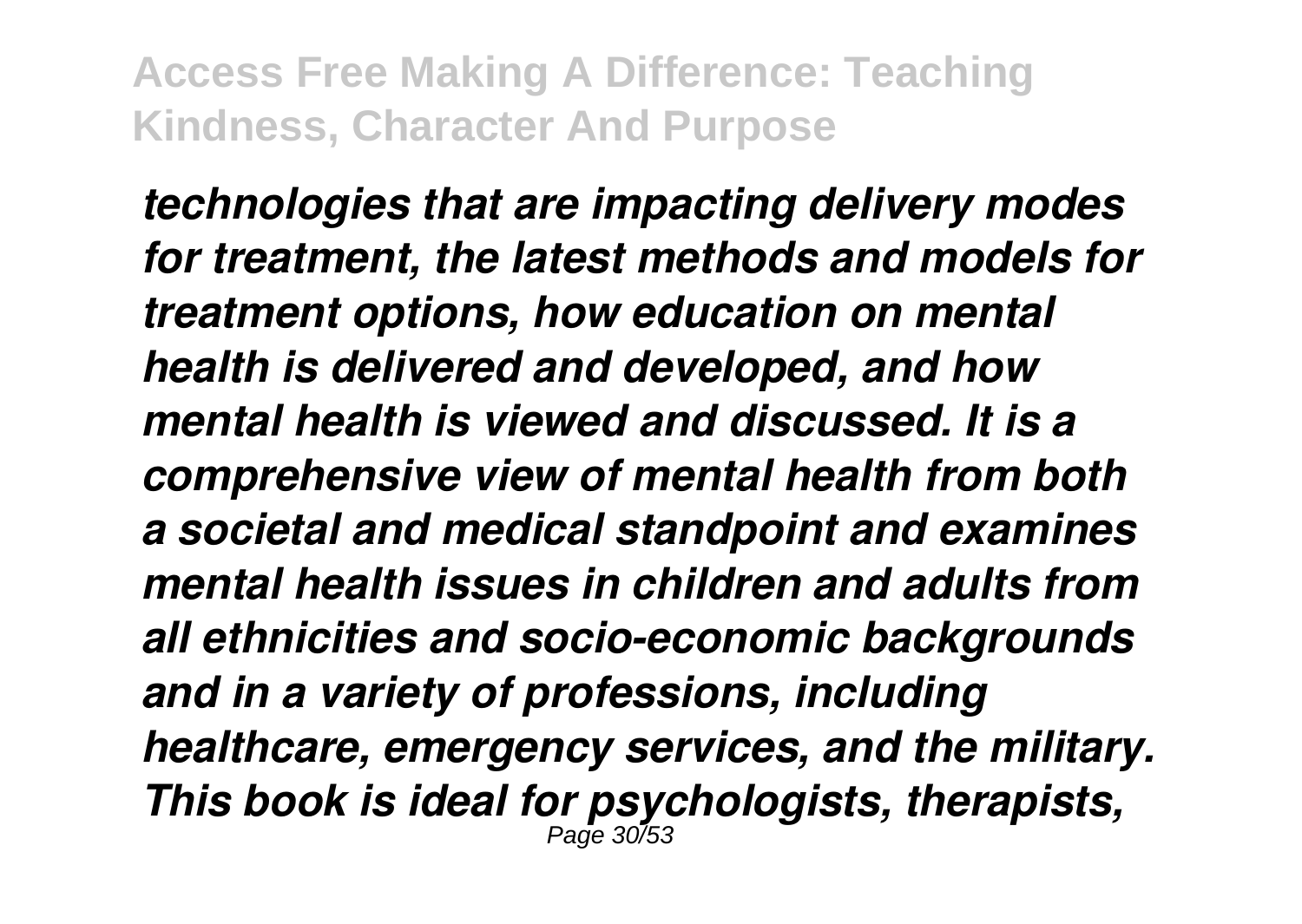*technologies that are impacting delivery modes for treatment, the latest methods and models for treatment options, how education on mental health is delivered and developed, and how mental health is viewed and discussed. It is a comprehensive view of mental health from both a societal and medical standpoint and examines mental health issues in children and adults from all ethnicities and socio-economic backgrounds and in a variety of professions, including healthcare, emergency services, and the military. This book is ideal for psychologists, therapists,*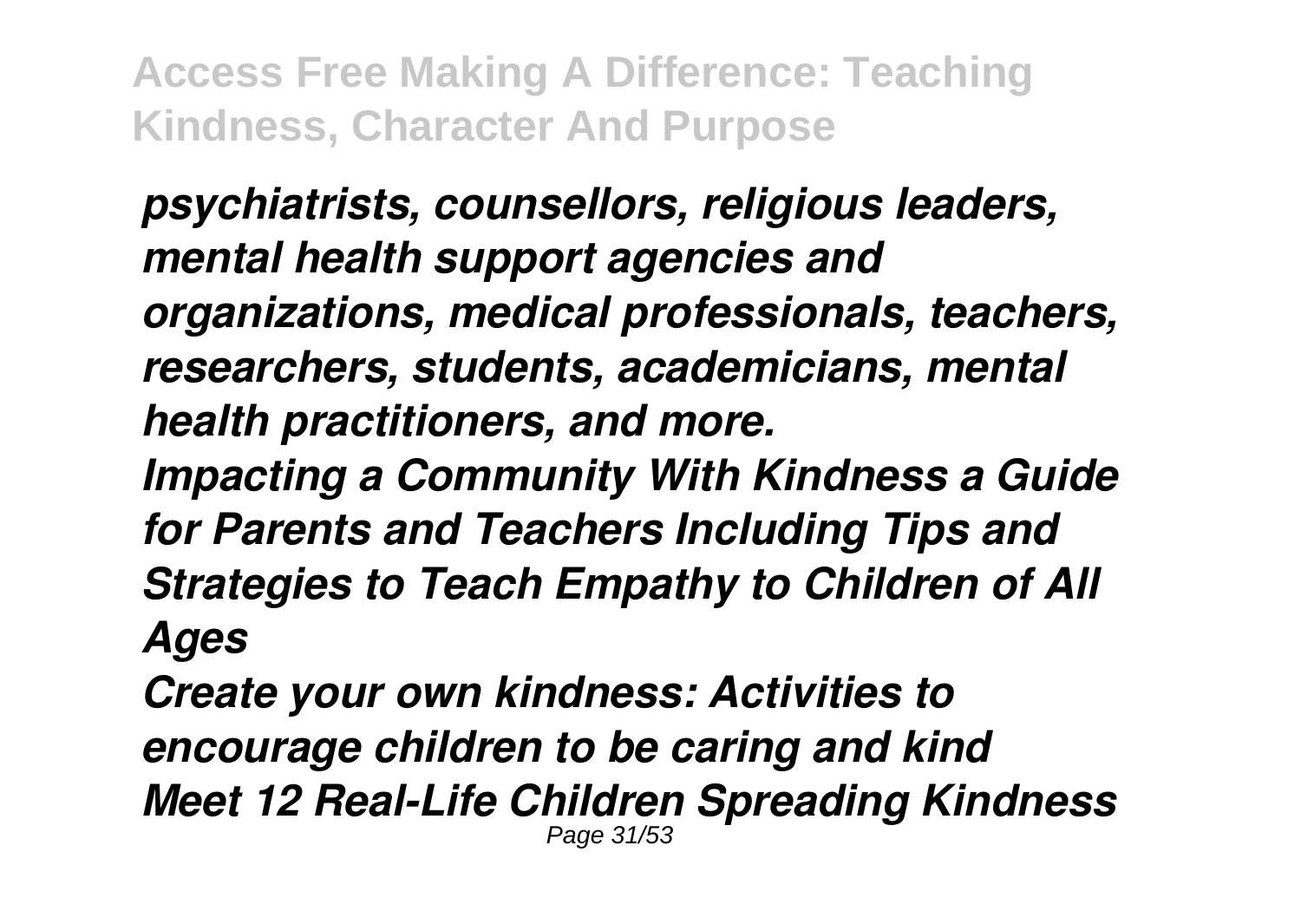*psychiatrists, counsellors, religious leaders, mental health support agencies and organizations, medical professionals, teachers, researchers, students, academicians, mental health practitioners, and more.*

*Impacting a Community With Kindness a Guide for Parents and Teachers Including Tips and Strategies to Teach Empathy to Children of All Ages*

*Create your own kindness: Activities to encourage children to be caring and kind*

*Meet 12 Real-Life Children Spreading Kindness*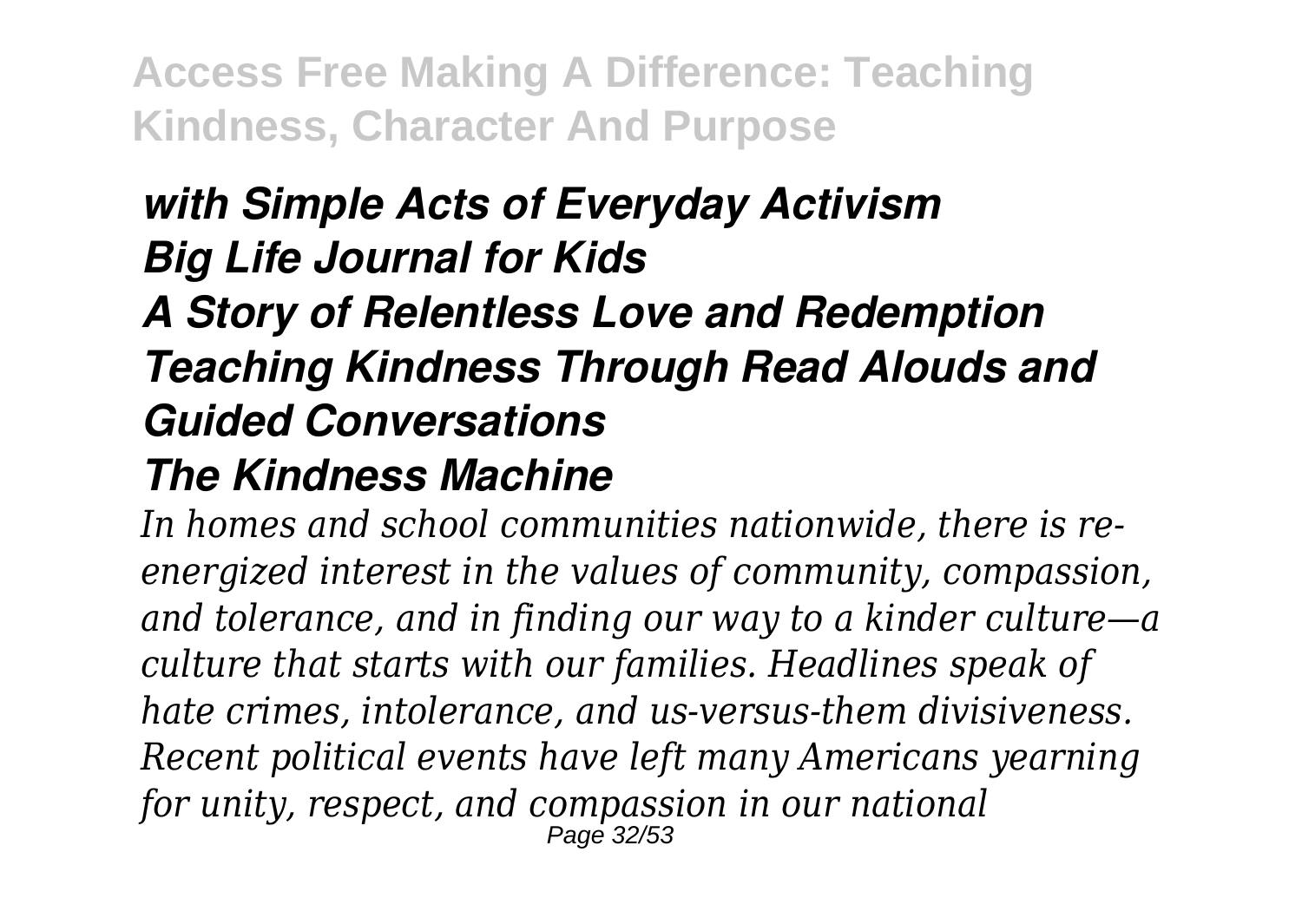***with Simple Acts of Everyday Activism***
***Big Life Journal for Kids***
***A Story of Relentless Love and Redemption***
***Teaching Kindness Through Read Alouds and Guided Conversations***
***The Kindness Machine***

*In homes and school communities nationwide, there is re-energized interest in the values of community, compassion, and tolerance, and in finding our way to a kinder culture—a culture that starts with our families. Headlines speak of hate crimes, intolerance, and us-versus-them divisiveness. Recent political events have left many Americans yearning for unity, respect, and compassion in our national*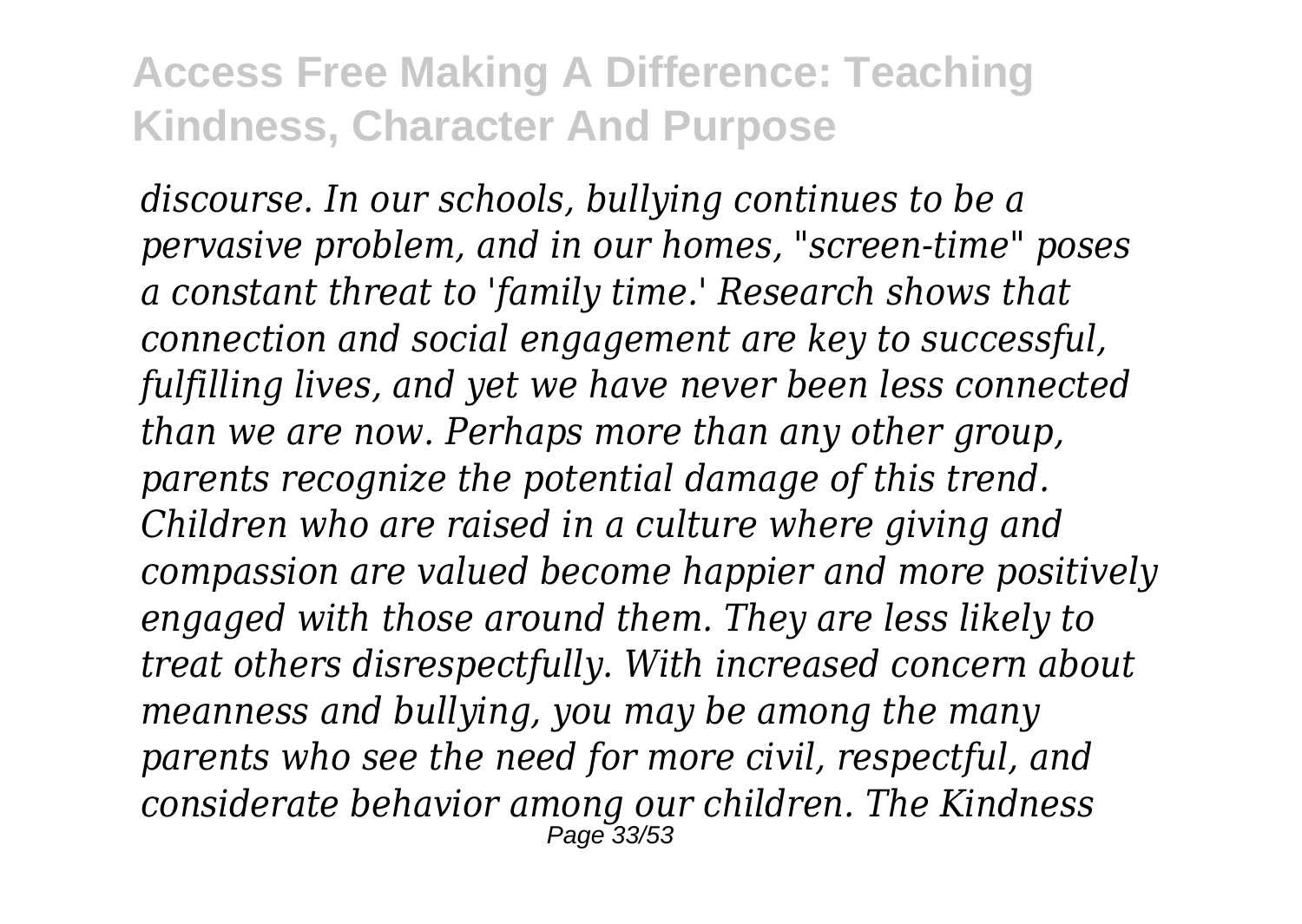*discourse. In our schools, bullying continues to be a pervasive problem, and in our homes, "screen-time" poses a constant threat to 'family time.' Research shows that connection and social engagement are key to successful, fulfilling lives, and yet we have never been less connected than we are now. Perhaps more than any other group, parents recognize the potential damage of this trend. Children who are raised in a culture where giving and compassion are valued become happier and more positively engaged with those around them. They are less likely to treat others disrespectfully. With increased concern about meanness and bullying, you may be among the many parents who see the need for more civil, respectful, and considerate behavior among our children. The Kindness*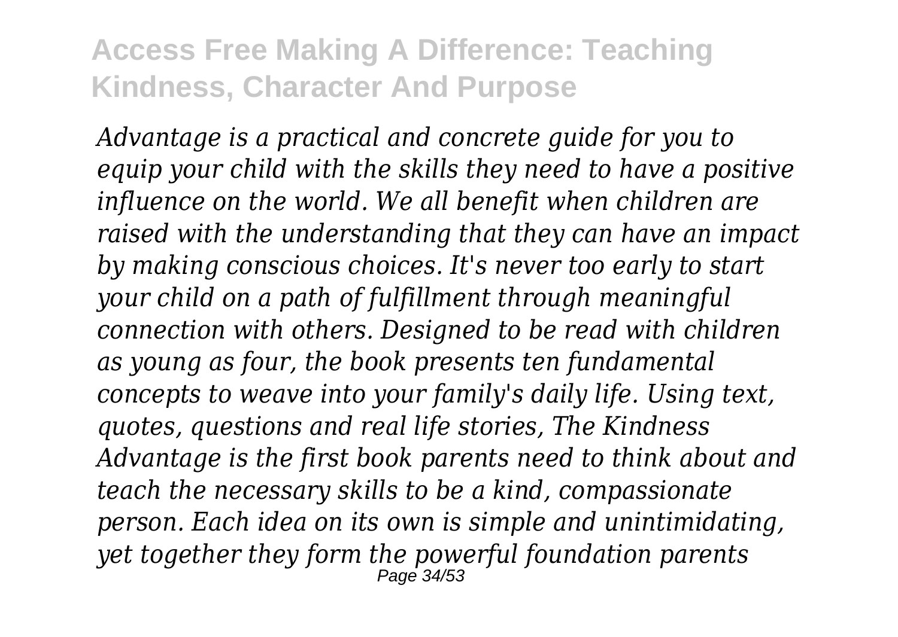*Advantage is a practical and concrete guide for you to equip your child with the skills they need to have a positive influence on the world. We all benefit when children are raised with the understanding that they can have an impact by making conscious choices. It's never too early to start your child on a path of fulfillment through meaningful connection with others. Designed to be read with children as young as four, the book presents ten fundamental concepts to weave into your family's daily life. Using text, quotes, questions and real life stories, The Kindness Advantage is the first book parents need to think about and teach the necessary skills to be a kind, compassionate person. Each idea on its own is simple and unintimidating, yet together they form the powerful foundation parents*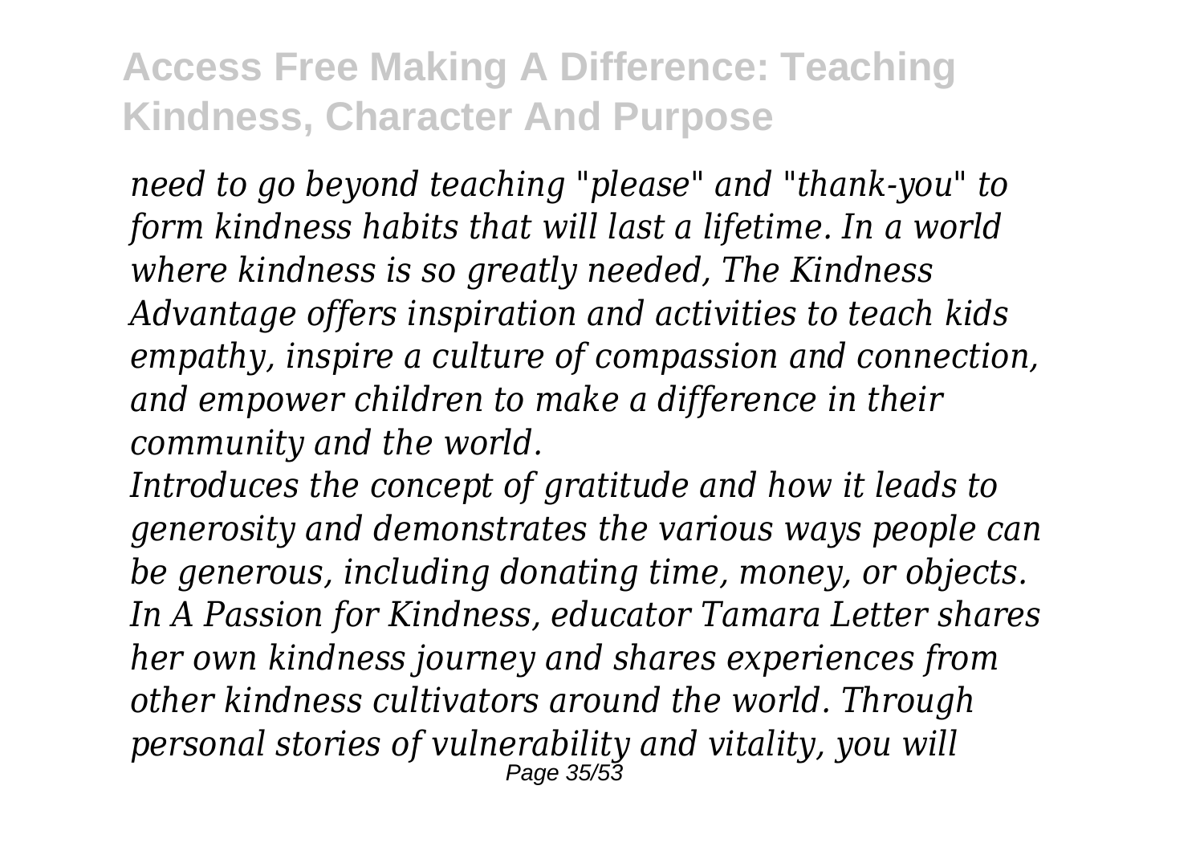*need to go beyond teaching "please" and "thank-you" to form kindness habits that will last a lifetime. In a world where kindness is so greatly needed, The Kindness Advantage offers inspiration and activities to teach kids empathy, inspire a culture of compassion and connection, and empower children to make a difference in their community and the world.*

*Introduces the concept of gratitude and how it leads to generosity and demonstrates the various ways people can be generous, including donating time, money, or objects.*

*In A Passion for Kindness, educator Tamara Letter shares her own kindness journey and shares experiences from other kindness cultivators around the world. Through personal stories of vulnerability and vitality, you will*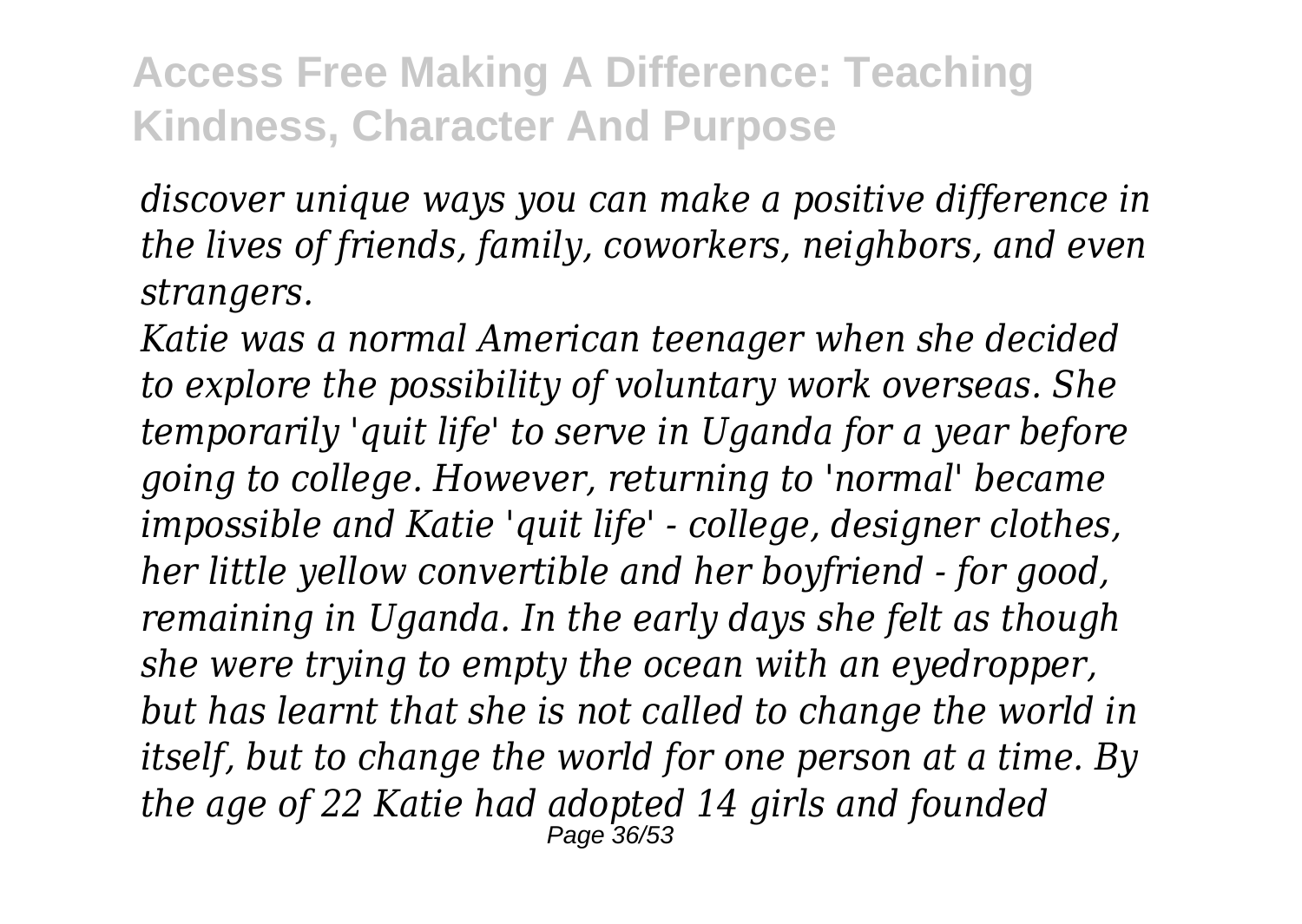*discover unique ways you can make a positive difference in the lives of friends, family, coworkers, neighbors, and even strangers.*

*Katie was a normal American teenager when she decided to explore the possibility of voluntary work overseas. She temporarily 'quit life' to serve in Uganda for a year before going to college. However, returning to 'normal' became impossible and Katie 'quit life' - college, designer clothes, her little yellow convertible and her boyfriend - for good, remaining in Uganda. In the early days she felt as though she were trying to empty the ocean with an eyedropper, but has learnt that she is not called to change the world in itself, but to change the world for one person at a time. By the age of 22 Katie had adopted 14 girls and founded*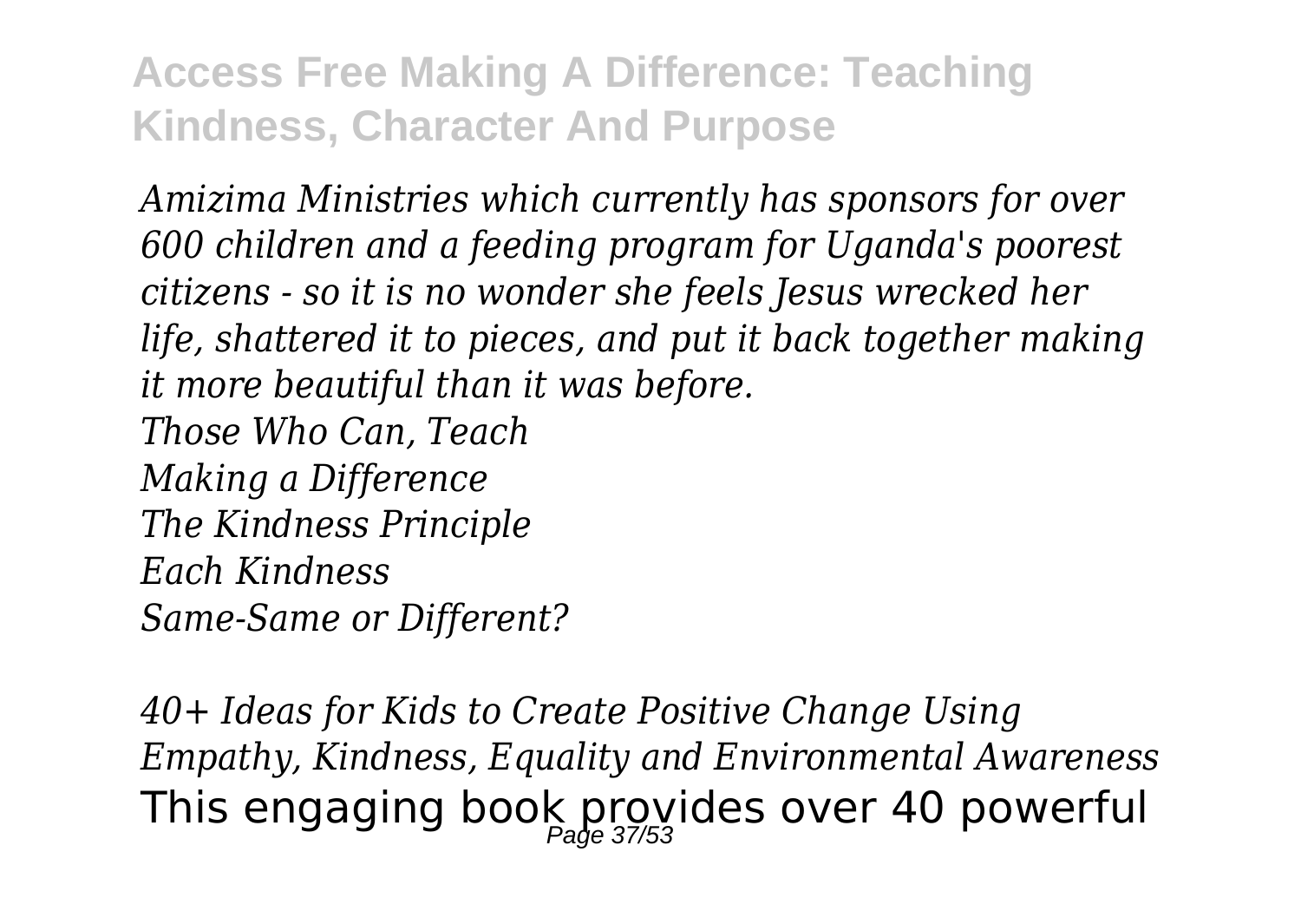*Amizima Ministries which currently has sponsors for over 600 children and a feeding program for Uganda's poorest citizens - so it is no wonder she feels Jesus wrecked her life, shattered it to pieces, and put it back together making it more beautiful than it was before.*
*Those Who Can, Teach*
*Making a Difference*
*The Kindness Principle*
*Each Kindness*
*Same-Same or Different?*

*40+ Ideas for Kids to Create Positive Change Using Empathy, Kindness, Equality and Environmental Awareness*
This engaging book provides over 40 powerful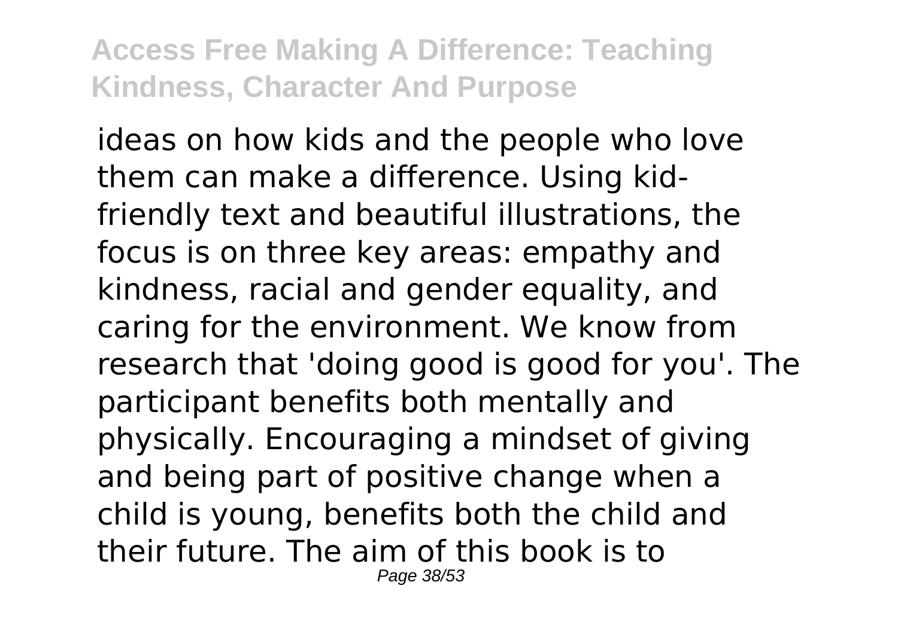ideas on how kids and the people who love them can make a difference. Using kid-friendly text and beautiful illustrations, the focus is on three key areas: empathy and kindness, racial and gender equality, and caring for the environment. We know from research that 'doing good is good for you'. The participant benefits both mentally and physically. Encouraging a mindset of giving and being part of positive change when a child is young, benefits both the child and their future. The aim of this book is to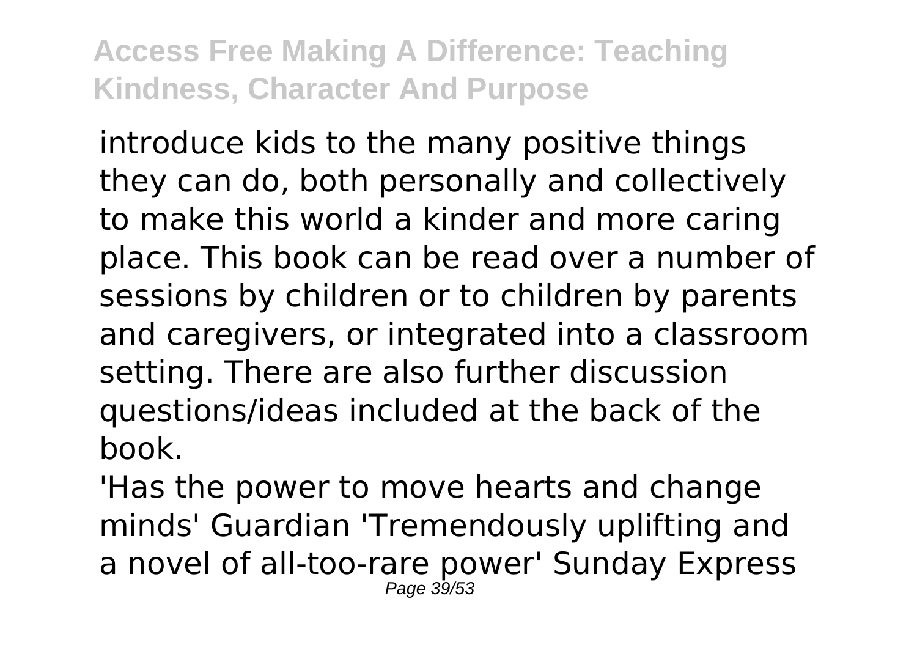introduce kids to the many positive things they can do, both personally and collectively to make this world a kinder and more caring place. This book can be read over a number of sessions by children or to children by parents and caregivers, or integrated into a classroom setting. There are also further discussion questions/ideas included at the back of the book.

'Has the power to move hearts and change minds' Guardian 'Tremendously uplifting and a novel of all-too-rare power' Sunday Express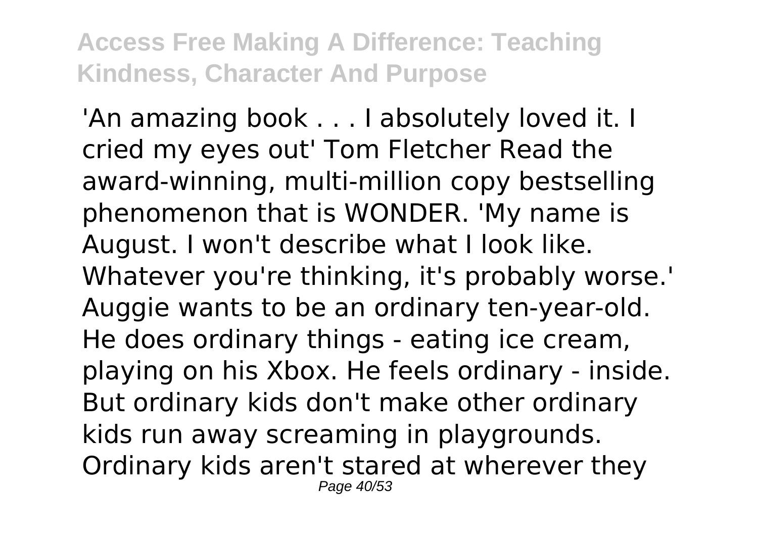'An amazing book . . . I absolutely loved it. I cried my eyes out' Tom Fletcher Read the award-winning, multi-million copy bestselling phenomenon that is WONDER. 'My name is August. I won't describe what I look like. Whatever you're thinking, it's probably worse.' Auggie wants to be an ordinary ten-year-old. He does ordinary things - eating ice cream, playing on his Xbox. He feels ordinary - inside. But ordinary kids don't make other ordinary kids run away screaming in playgrounds. Ordinary kids aren't stared at wherever they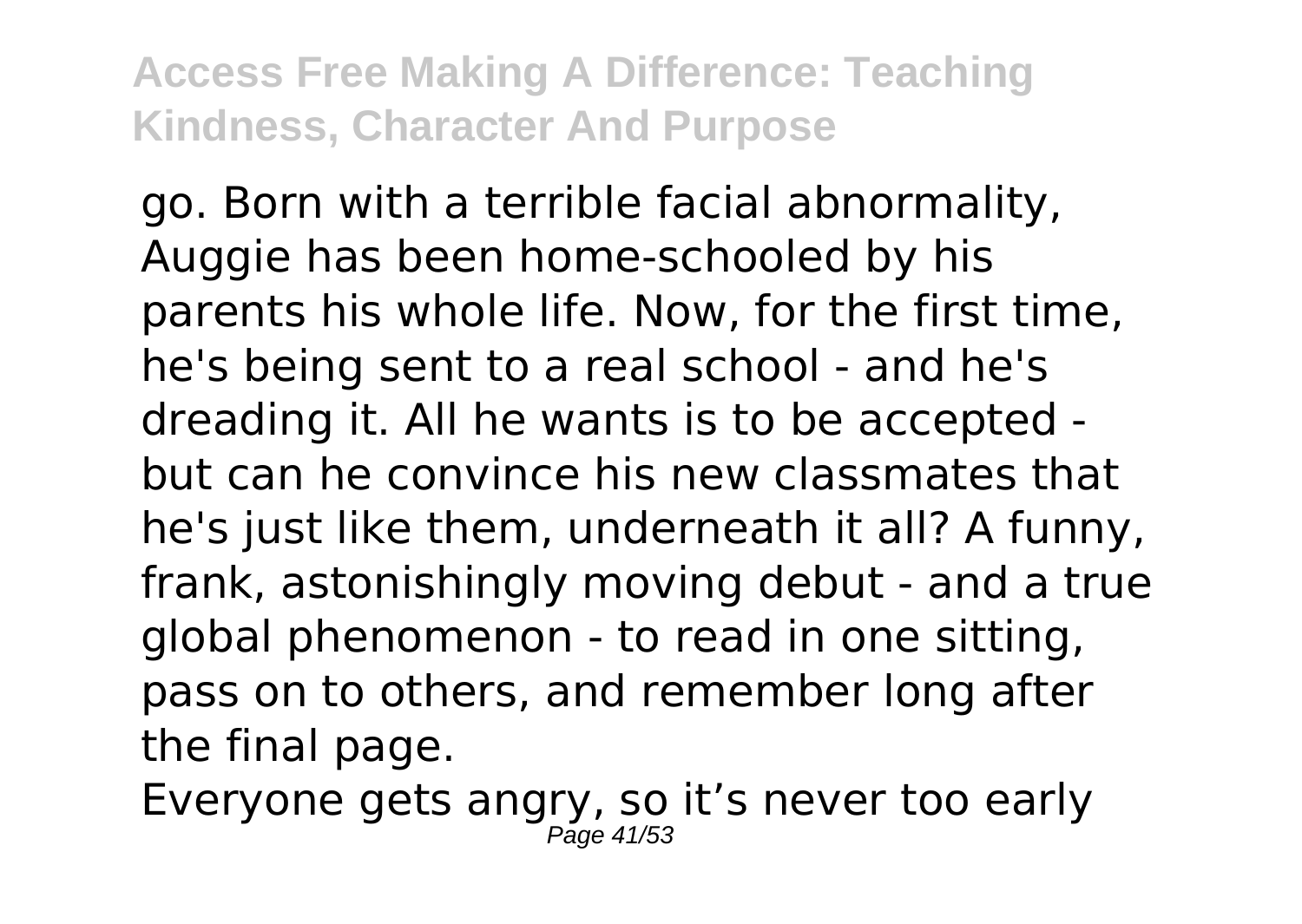go. Born with a terrible facial abnormality, Auggie has been home-schooled by his parents his whole life. Now, for the first time, he's being sent to a real school - and he's dreading it. All he wants is to be accepted - but can he convince his new classmates that he's just like them, underneath it all? A funny, frank, astonishingly moving debut - and a true global phenomenon - to read in one sitting, pass on to others, and remember long after the final page.

Everyone gets angry, so it’s never too early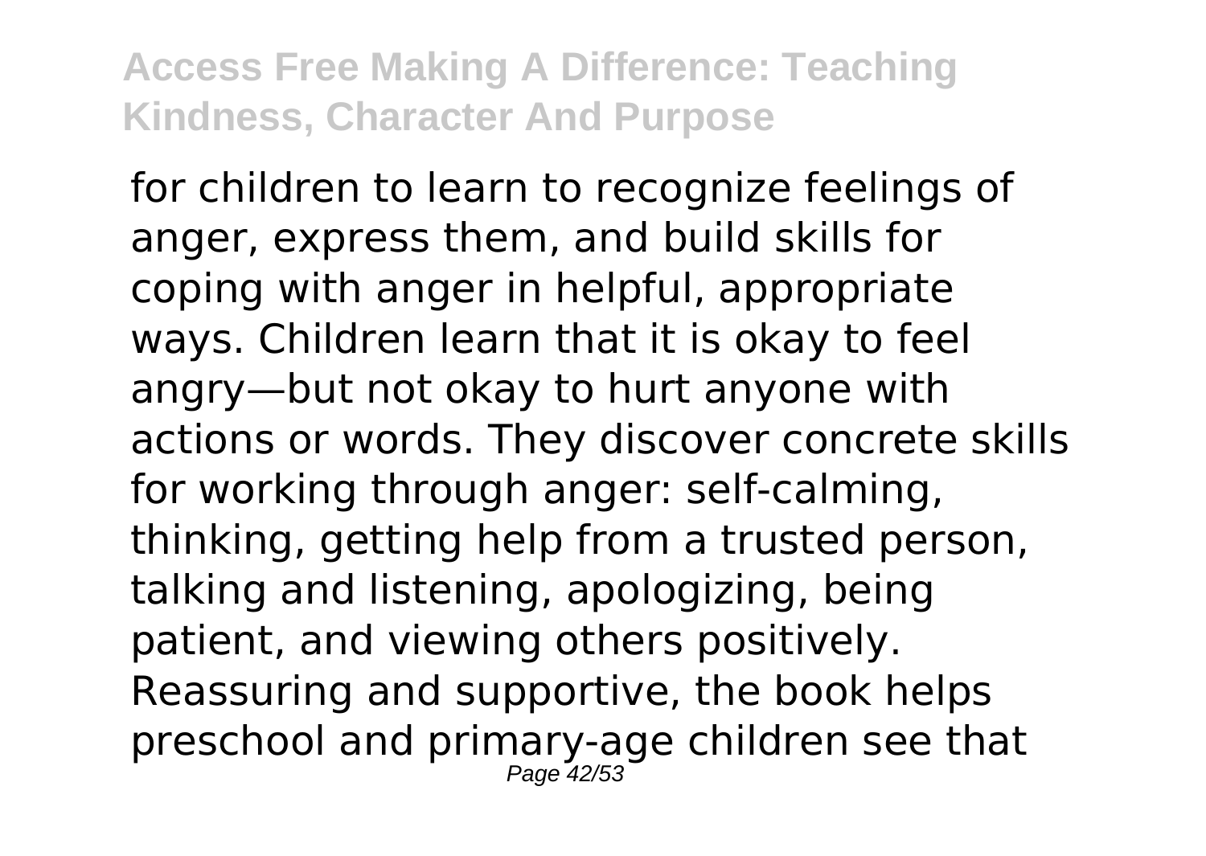for children to learn to recognize feelings of anger, express them, and build skills for coping with anger in helpful, appropriate ways. Children learn that it is okay to feel angry—but not okay to hurt anyone with actions or words. They discover concrete skills for working through anger: self-calming, thinking, getting help from a trusted person, talking and listening, apologizing, being patient, and viewing others positively. Reassuring and supportive, the book helps preschool and primary-age children see that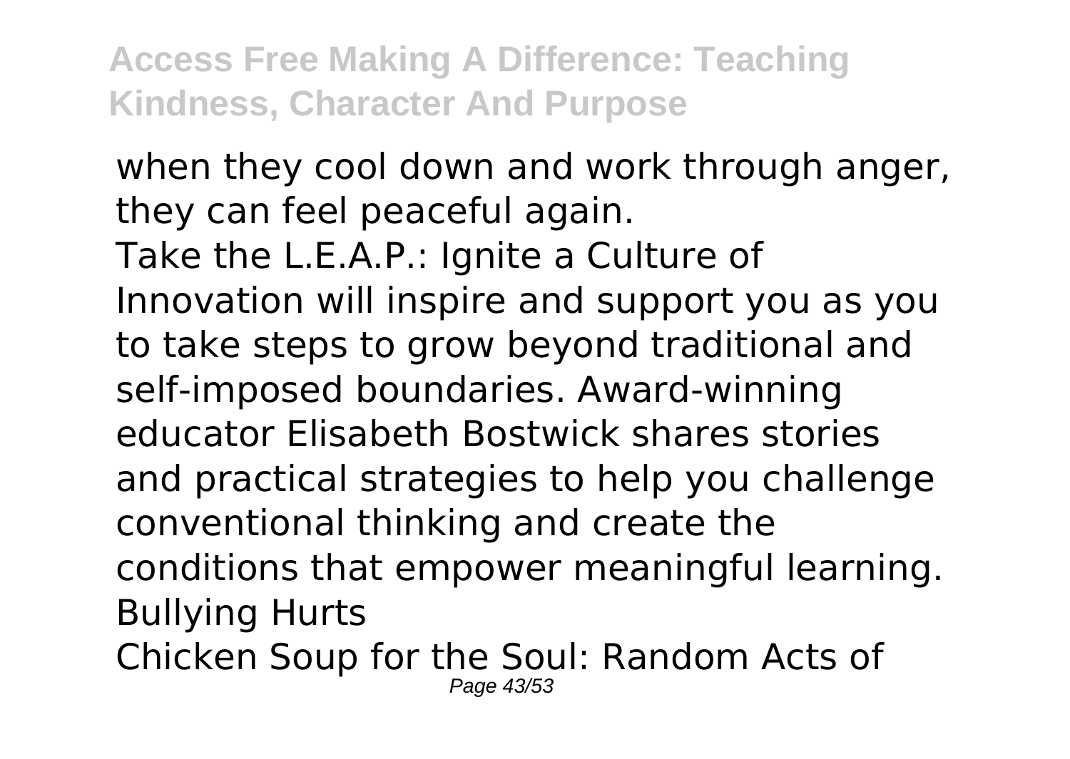when they cool down and work through anger, they can feel peaceful again.

Take the L.E.A.P.: Ignite a Culture of Innovation will inspire and support you as you to take steps to grow beyond traditional and self-imposed boundaries. Award-winning educator Elisabeth Bostwick shares stories and practical strategies to help you challenge conventional thinking and create the conditions that empower meaningful learning.

Bullying Hurts

Chicken Soup for the Soul: Random Acts of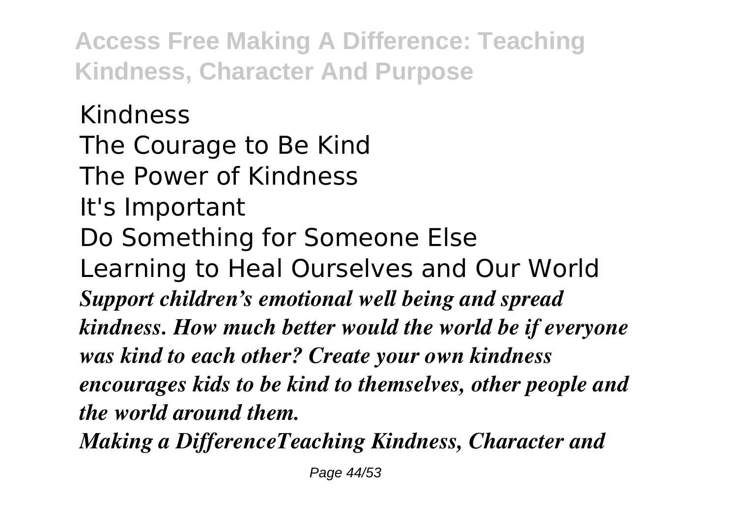Kindness
The Courage to Be Kind
The Power of Kindness
It's Important
Do Something for Someone Else
Learning to Heal Ourselves and Our World

***Support children's emotional well being and spread kindness. How much better would the world be if everyone was kind to each other? Create your own kindness encourages kids to be kind to themselves, other people and the world around them.***

***Making a DifferenceTeaching Kindness, Character and***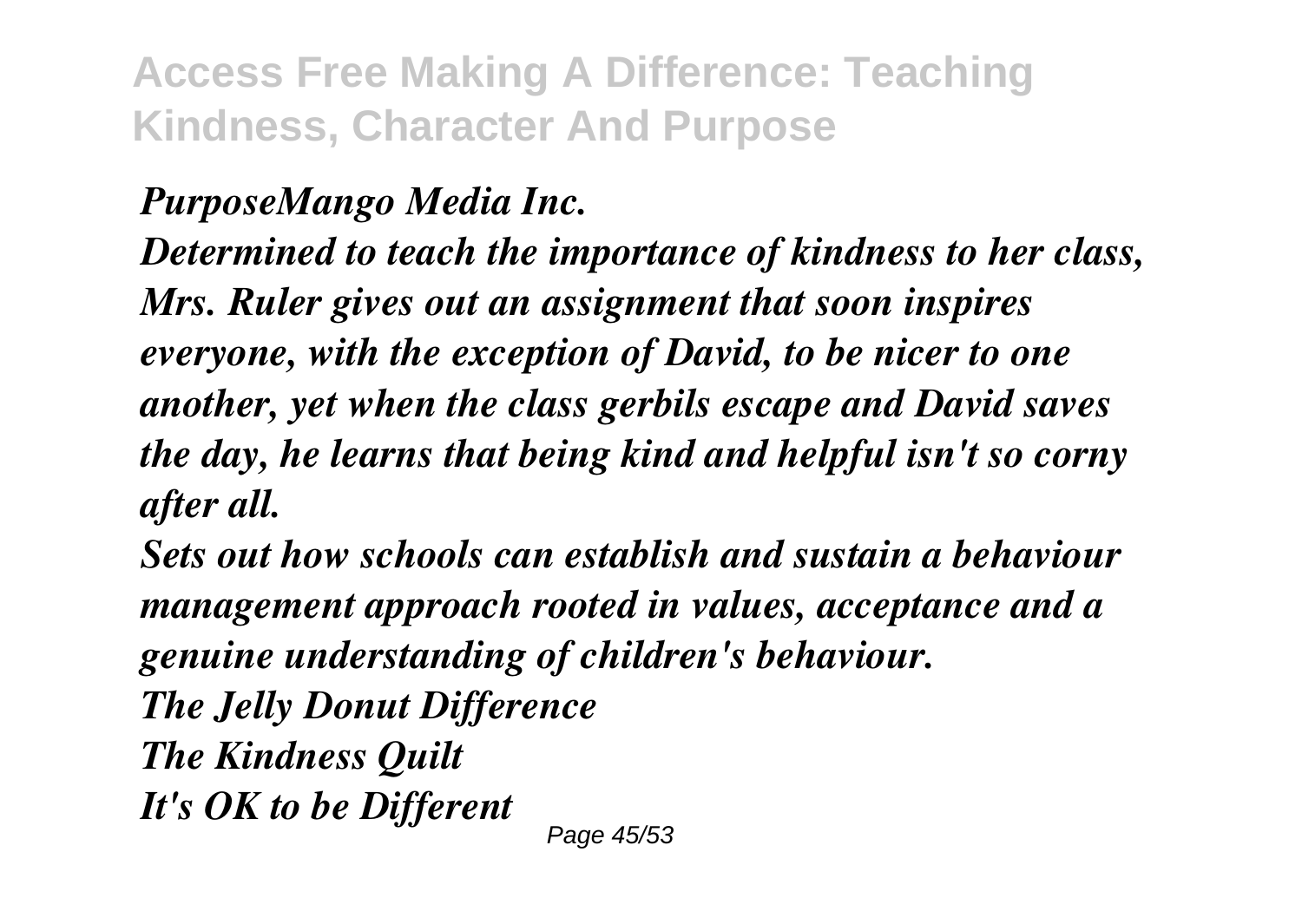*PurposeMango Media Inc.*

*Determined to teach the importance of kindness to her class, Mrs. Ruler gives out an assignment that soon inspires everyone, with the exception of David, to be nicer to one another, yet when the class gerbils escape and David saves the day, he learns that being kind and helpful isn't so corny after all.*

*Sets out how schools can establish and sustain a behaviour management approach rooted in values, acceptance and a genuine understanding of children's behaviour.*

*The Jelly Donut Difference*

*The Kindness Quilt*

*It's OK to be Different*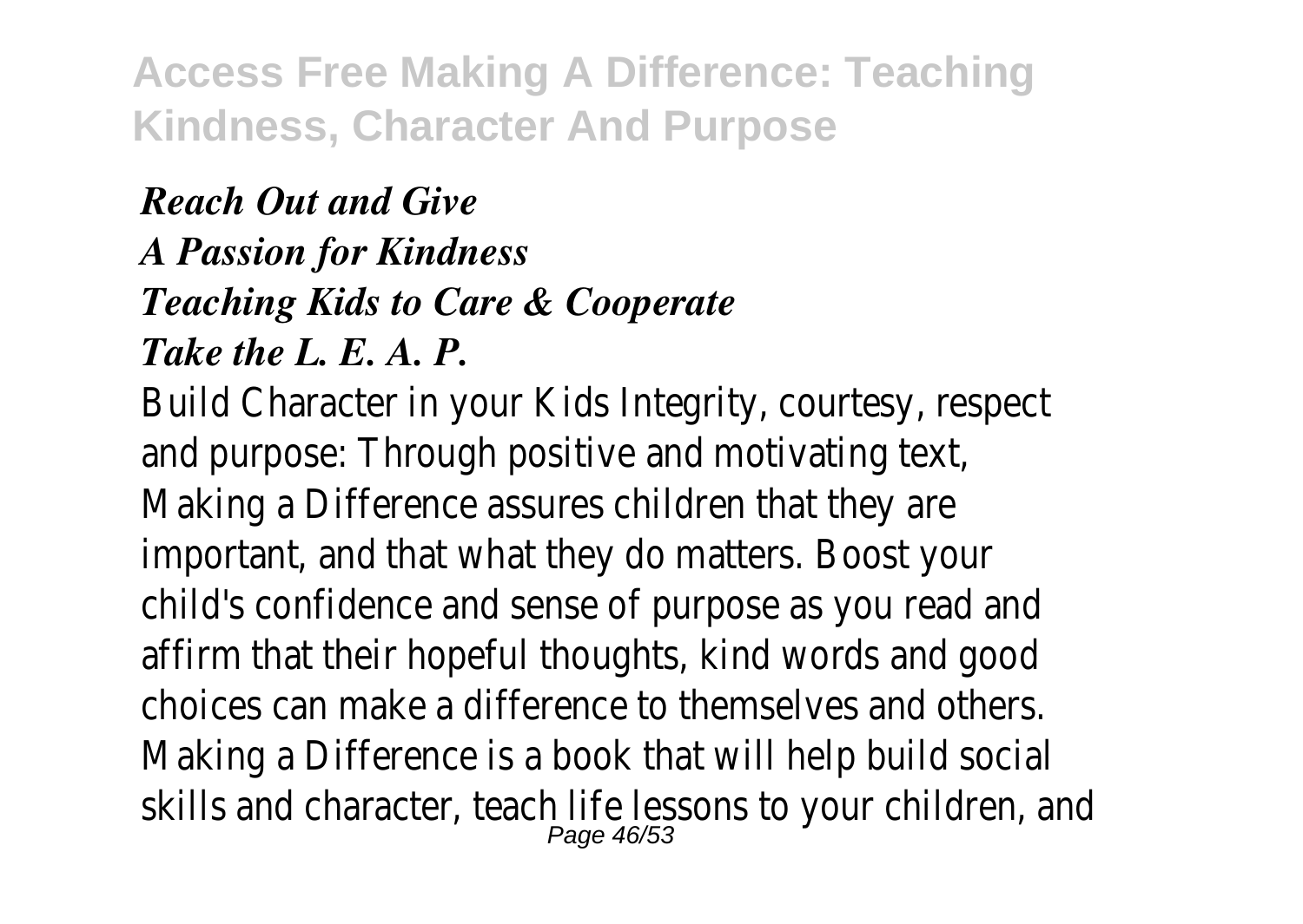*Reach Out and Give*
*A Passion for Kindness*
*Teaching Kids to Care & Cooperate*
*Take the L. E. A. P.*

Build Character in your Kids Integrity, courtesy, respect and purpose: Through positive and motivating text, Making a Difference assures children that they are important, and that what they do matters. Boost your child's confidence and sense of purpose as you read and affirm that their hopeful thoughts, kind words and good choices can make a difference to themselves and others. Making a Difference is a book that will help build social skills and character, teach life lessons to your children, and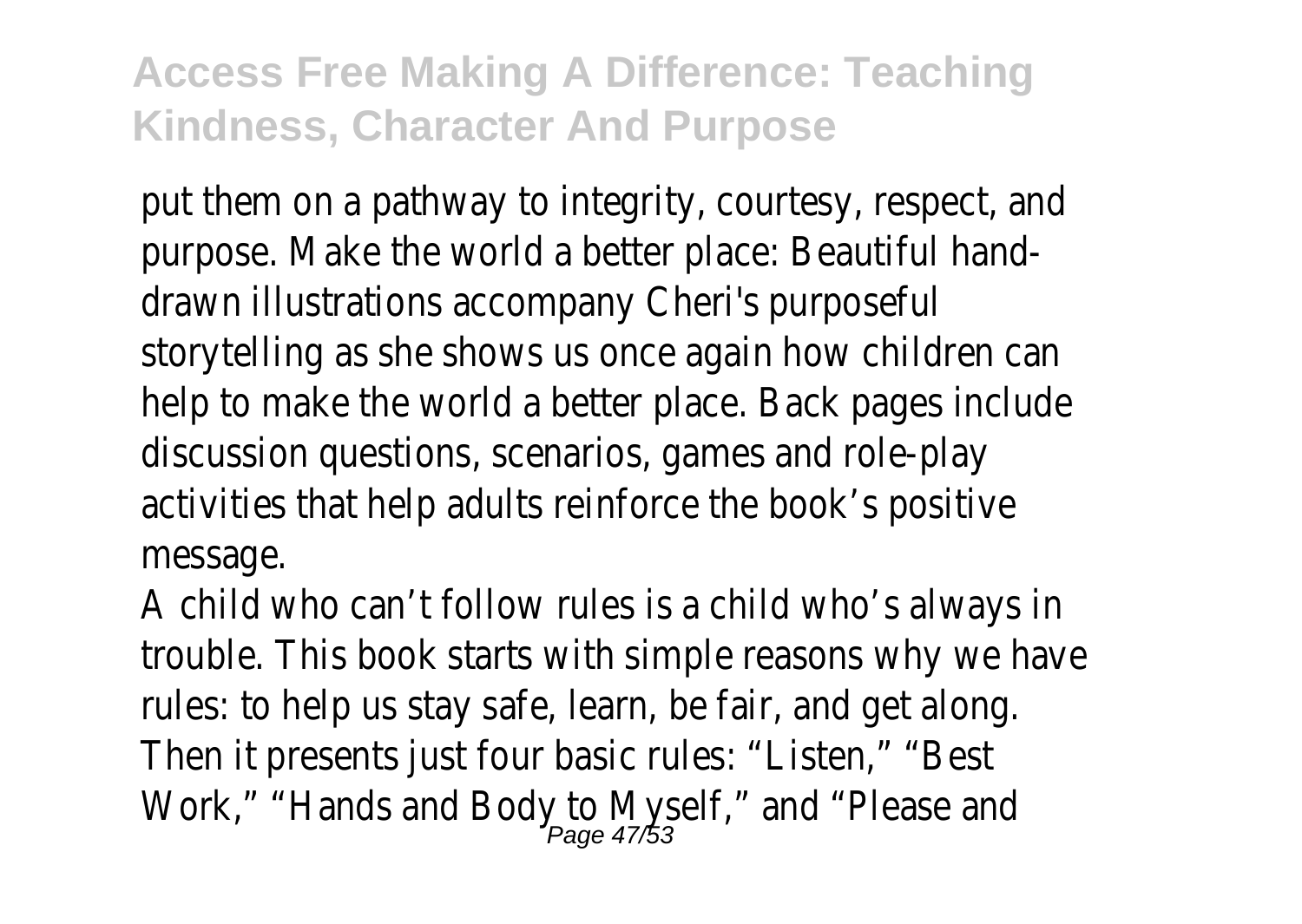put them on a pathway to integrity, courtesy, respect, and purpose. Make the world a better place: Beautiful hand-drawn illustrations accompany Cheri's purposeful storytelling as she shows us once again how children can help to make the world a better place. Back pages include discussion questions, scenarios, games and role-play activities that help adults reinforce the book's positive message.

A child who can't follow rules is a child who's always in trouble. This book starts with simple reasons why we have rules: to help us stay safe, learn, be fair, and get along. Then it presents just four basic rules: "Listen," "Best Work," "Hands and Body to Myself," and "Please and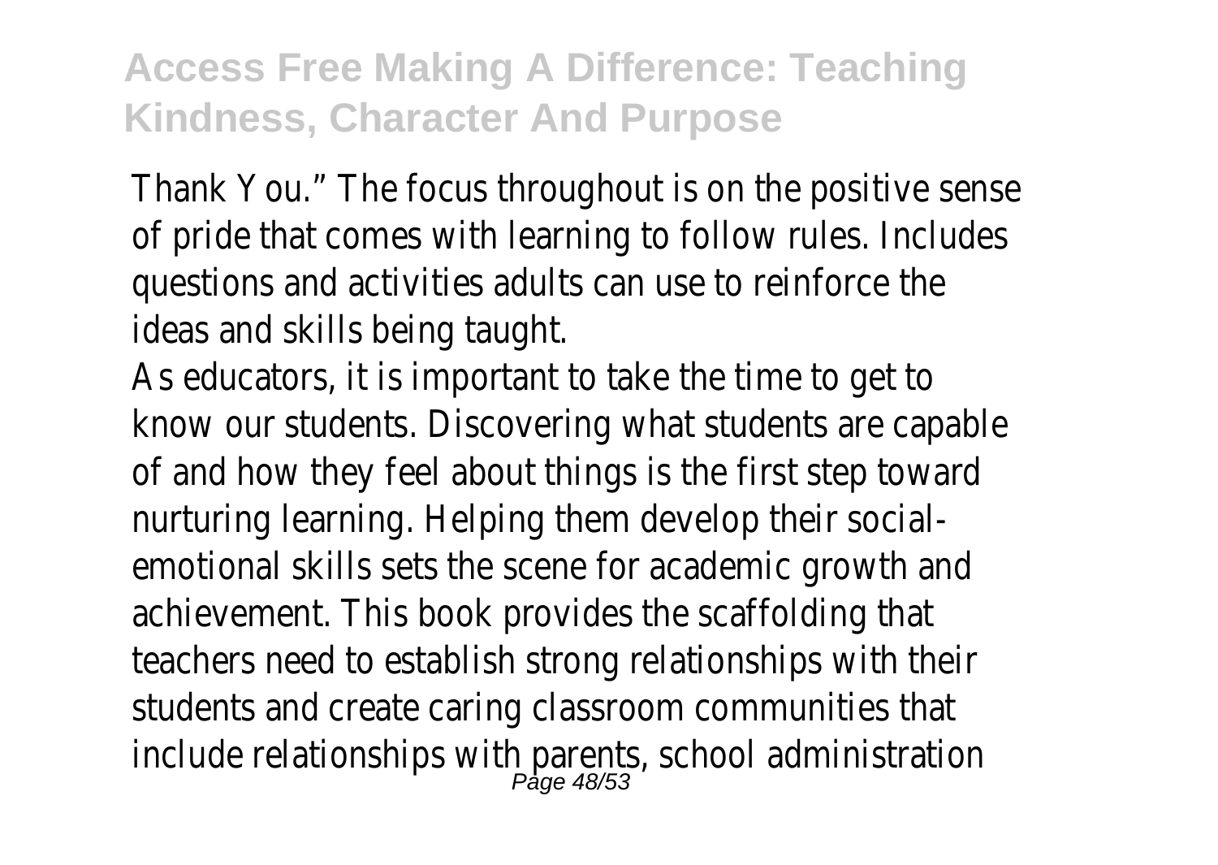Thank You." The focus throughout is on the positive sense of pride that comes with learning to follow rules. Includes questions and activities adults can use to reinforce the ideas and skills being taught.

As educators, it is important to take the time to get to know our students. Discovering what students are capable of and how they feel about things is the first step toward nurturing learning. Helping them develop their social-emotional skills sets the scene for academic growth and achievement. This book provides the scaffolding that teachers need to establish strong relationships with their students and create caring classroom communities that include relationships with parents, school administration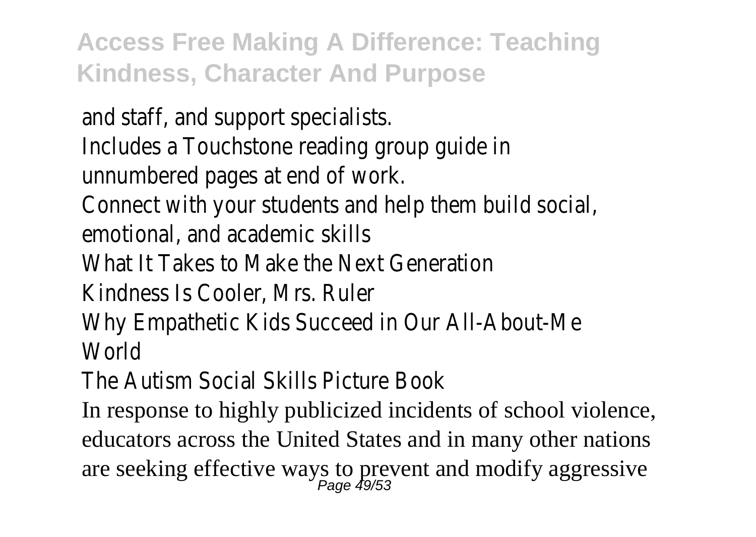and staff, and support specialists.
Includes a Touchstone reading group guide in unnumbered pages at end of work.
Connect with your students and help them build social, emotional, and academic skills
What It Takes to Make the Next Generation
Kindness Is Cooler, Mrs. Ruler
Why Empathetic Kids Succeed in Our All-About-Me World
The Autism Social Skills Picture Book

In response to highly publicized incidents of school violence, educators across the United States and in many other nations are seeking effective ways to prevent and modify aggressive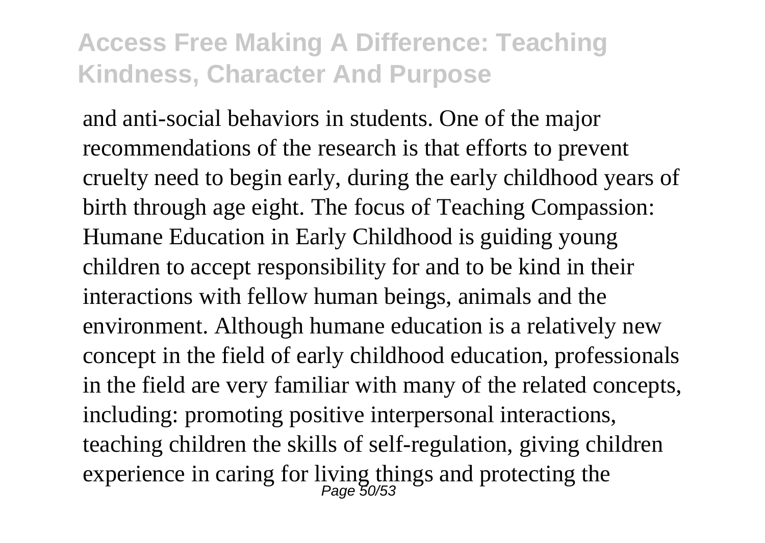and anti-social behaviors in students. One of the major recommendations of the research is that efforts to prevent cruelty need to begin early, during the early childhood years of birth through age eight. The focus of Teaching Compassion: Humane Education in Early Childhood is guiding young children to accept responsibility for and to be kind in their interactions with fellow human beings, animals and the environment. Although humane education is a relatively new concept in the field of early childhood education, professionals in the field are very familiar with many of the related concepts, including: promoting positive interpersonal interactions, teaching children the skills of self-regulation, giving children experience in caring for living things and protecting the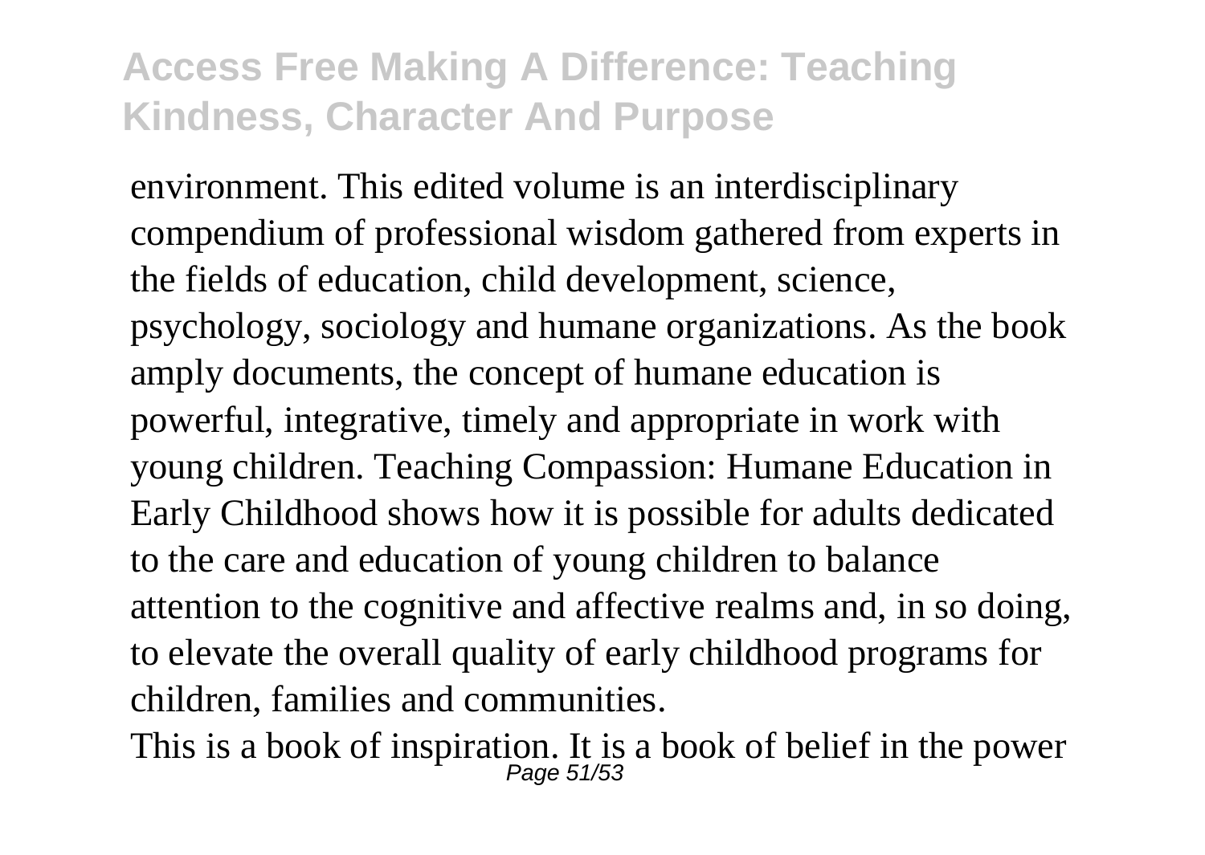environment. This edited volume is an interdisciplinary compendium of professional wisdom gathered from experts in the fields of education, child development, science, psychology, sociology and humane organizations. As the book amply documents, the concept of humane education is powerful, integrative, timely and appropriate in work with young children. Teaching Compassion: Humane Education in Early Childhood shows how it is possible for adults dedicated to the care and education of young children to balance attention to the cognitive and affective realms and, in so doing, to elevate the overall quality of early childhood programs for children, families and communities.

This is a book of inspiration. It is a book of belief in the power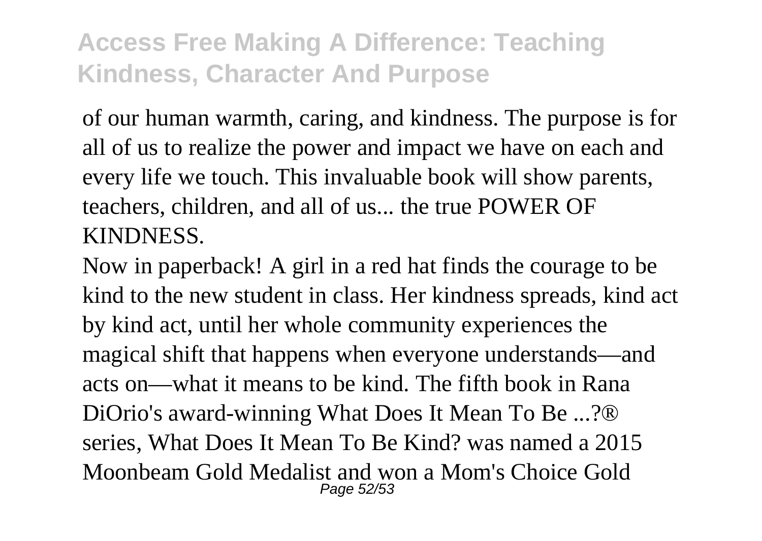of our human warmth, caring, and kindness. The purpose is for all of us to realize the power and impact we have on each and every life we touch. This invaluable book will show parents, teachers, children, and all of us... the true POWER OF KINDNESS.

Now in paperback! A girl in a red hat finds the courage to be kind to the new student in class. Her kindness spreads, kind act by kind act, until her whole community experiences the magical shift that happens when everyone understands—and acts on—what it means to be kind. The fifth book in Rana DiOrio's award-winning What Does It Mean To Be ...?® series, What Does It Mean To Be Kind? was named a 2015 Moonbeam Gold Medalist and won a Mom's Choice Gold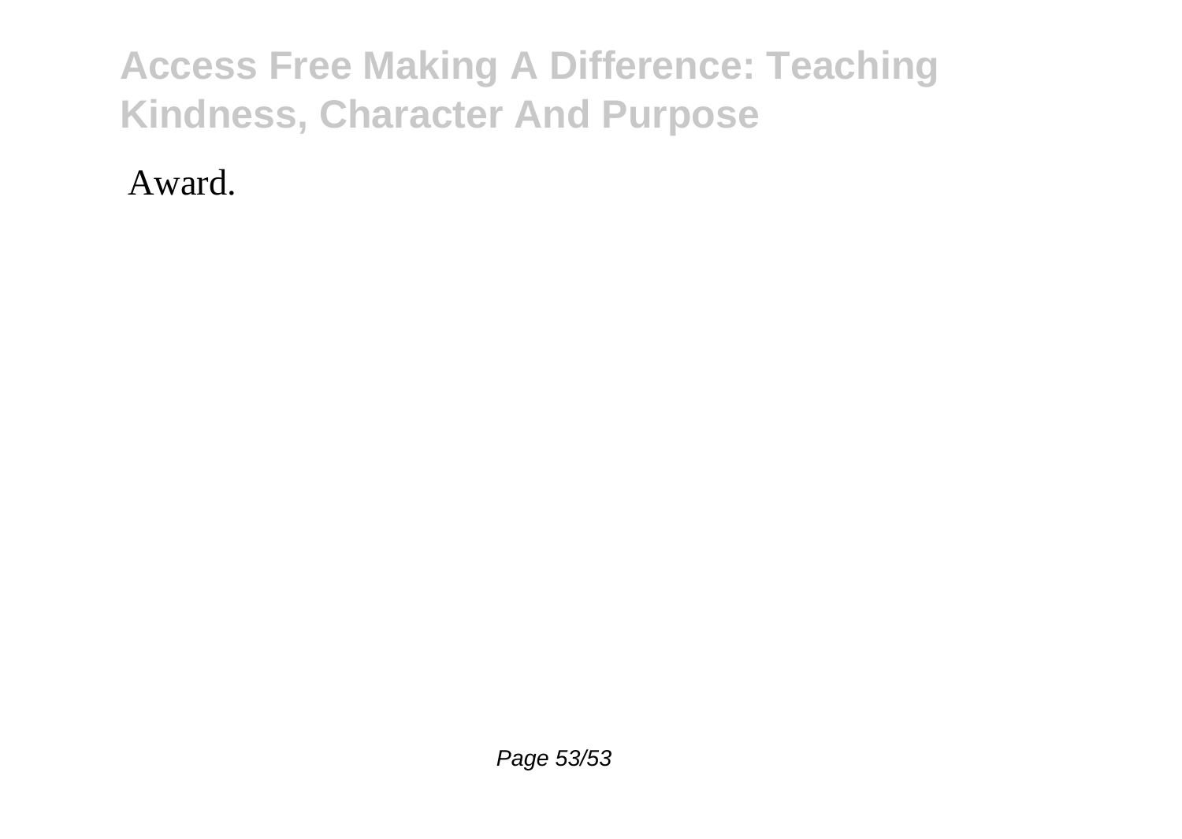Award.